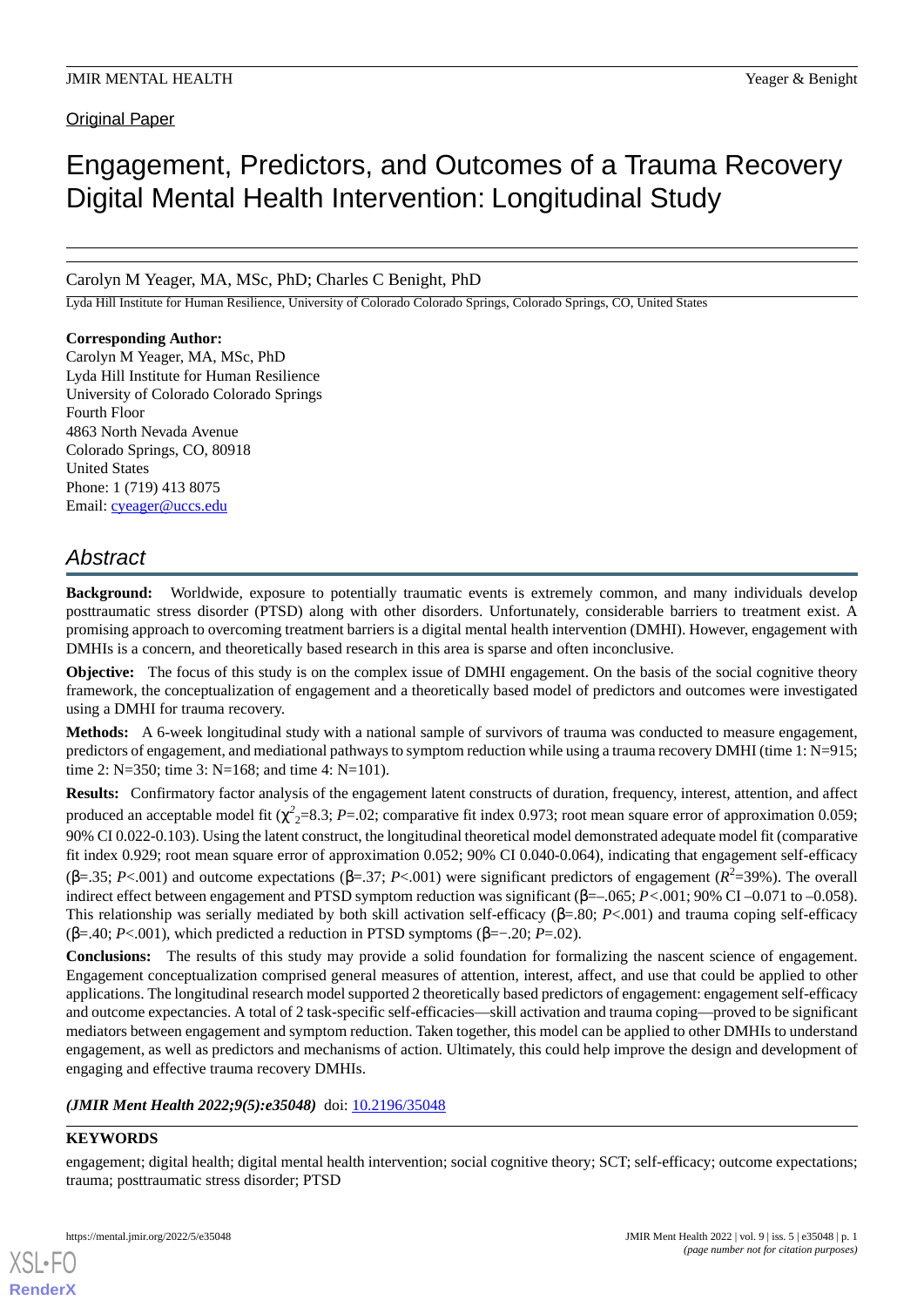Original Paper

# Engagement, Predictors, and Outcomes of a Trauma Recovery Digital Mental Health Intervention: Longitudinal Study

Carolyn M Yeager, MA, MSc, PhD; Charles C Benight, PhD

Lyda Hill Institute for Human Resilience, University of Colorado Colorado Springs, Colorado Springs, CO, United States

**Corresponding Author:**
Carolyn M Yeager, MA, MSc, PhD
Lyda Hill Institute for Human Resilience
University of Colorado Colorado Springs
Fourth Floor
4863 North Nevada Avenue
Colorado Springs, CO, 80918
United States
Phone: 1 (719) 413 8075
Email: cyeager@uccs.edu

## Abstract

**Background:** Worldwide, exposure to potentially traumatic events is extremely common, and many individuals develop posttraumatic stress disorder (PTSD) along with other disorders. Unfortunately, considerable barriers to treatment exist. A promising approach to overcoming treatment barriers is a digital mental health intervention (DMHI). However, engagement with DMHIs is a concern, and theoretically based research in this area is sparse and often inconclusive.

**Objective:** The focus of this study is on the complex issue of DMHI engagement. On the basis of the social cognitive theory framework, the conceptualization of engagement and a theoretically based model of predictors and outcomes were investigated using a DMHI for trauma recovery.

**Methods:** A 6-week longitudinal study with a national sample of survivors of trauma was conducted to measure engagement, predictors of engagement, and mediational pathways to symptom reduction while using a trauma recovery DMHI (time 1: N=915; time 2: N=350; time 3: N=168; and time 4: N=101).

**Results:** Confirmatory factor analysis of the engagement latent constructs of duration, frequency, interest, attention, and affect produced an acceptable model fit ($\chi^2_2$=8.3; *P*=.02; comparative fit index 0.973; root mean square error of approximation 0.059; 90% CI 0.022-0.103). Using the latent construct, the longitudinal theoretical model demonstrated adequate model fit (comparative fit index 0.929; root mean square error of approximation 0.052; 90% CI 0.040-0.064), indicating that engagement self-efficacy (β=.35; *P*<.001) and outcome expectations (β=.37; *P*<.001) were significant predictors of engagement ($R^2$=39%). The overall indirect effect between engagement and PTSD symptom reduction was significant (β=–.065; *P*<.001; 90% CI –0.071 to –0.058). This relationship was serially mediated by both skill activation self-efficacy (β=.80; *P*<.001) and trauma coping self-efficacy (β=.40; *P*<.001), which predicted a reduction in PTSD symptoms (β=−.20; *P*=.02).

**Conclusions:** The results of this study may provide a solid foundation for formalizing the nascent science of engagement. Engagement conceptualization comprised general measures of attention, interest, affect, and use that could be applied to other applications. The longitudinal research model supported 2 theoretically based predictors of engagement: engagement self-efficacy and outcome expectancies. A total of 2 task-specific self-efficacies—skill activation and trauma coping—proved to be significant mediators between engagement and symptom reduction. Taken together, this model can be applied to other DMHIs to understand engagement, as well as predictors and mechanisms of action. Ultimately, this could help improve the design and development of engaging and effective trauma recovery DMHIs.

***(JMIR Ment Health 2022;9(5):e35048)*** doi: 10.2196/35048

**KEYWORDS**

engagement; digital health; digital mental health intervention; social cognitive theory; SCT; self-efficacy; outcome expectations; trauma; posttraumatic stress disorder; PTSD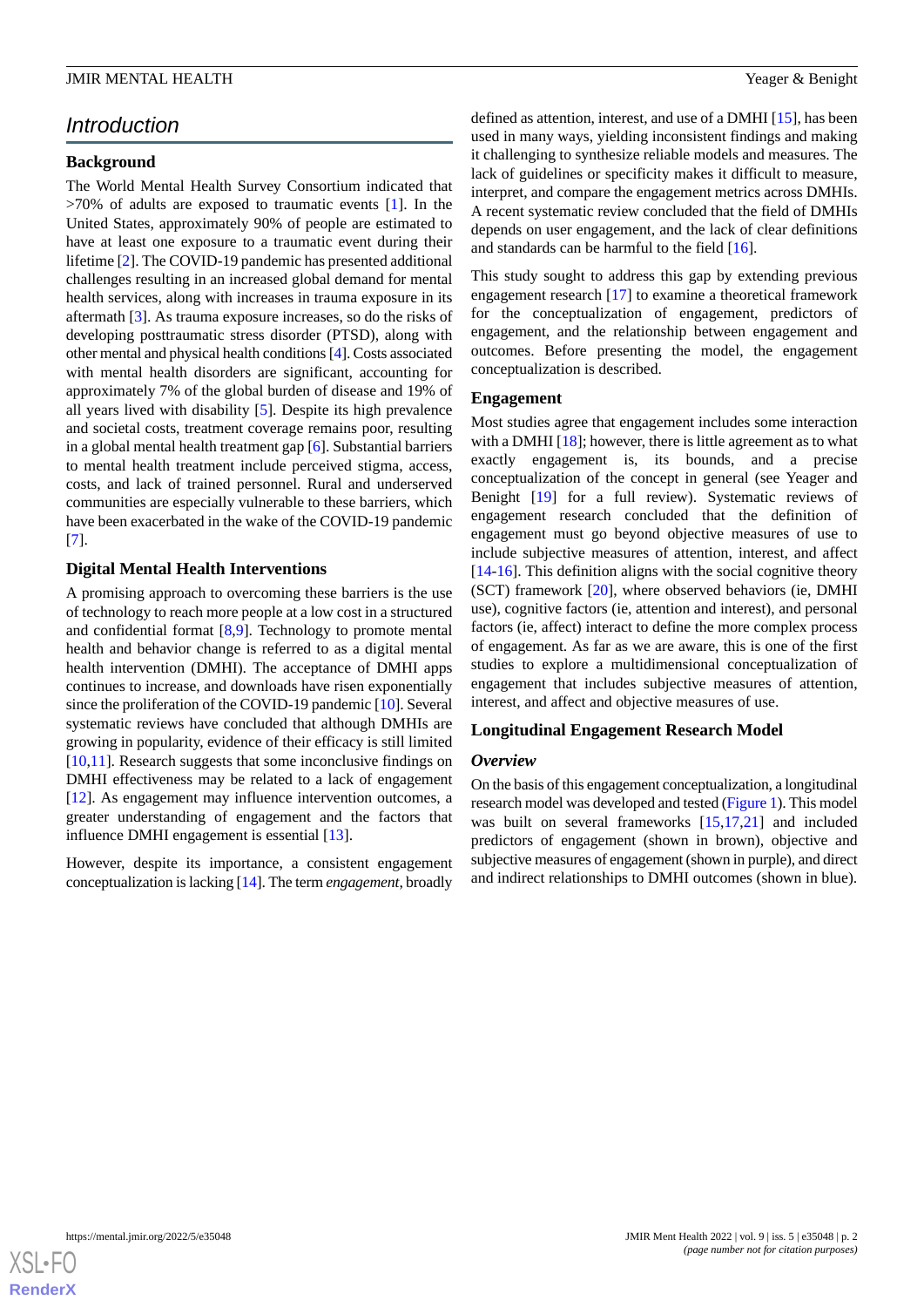## Introduction

### Background

The World Mental Health Survey Consortium indicated that >70% of adults are exposed to traumatic events [1]. In the United States, approximately 90% of people are estimated to have at least one exposure to a traumatic event during their lifetime [2]. The COVID-19 pandemic has presented additional challenges resulting in an increased global demand for mental health services, along with increases in trauma exposure in its aftermath [3]. As trauma exposure increases, so do the risks of developing posttraumatic stress disorder (PTSD), along with other mental and physical health conditions [4]. Costs associated with mental health disorders are significant, accounting for approximately 7% of the global burden of disease and 19% of all years lived with disability [5]. Despite its high prevalence and societal costs, treatment coverage remains poor, resulting in a global mental health treatment gap [6]. Substantial barriers to mental health treatment include perceived stigma, access, costs, and lack of trained personnel. Rural and underserved communities are especially vulnerable to these barriers, which have been exacerbated in the wake of the COVID-19 pandemic [7].

### Digital Mental Health Interventions

A promising approach to overcoming these barriers is the use of technology to reach more people at a low cost in a structured and confidential format [8,9]. Technology to promote mental health and behavior change is referred to as a digital mental health intervention (DMHI). The acceptance of DMHI apps continues to increase, and downloads have risen exponentially since the proliferation of the COVID-19 pandemic [10]. Several systematic reviews have concluded that although DMHIs are growing in popularity, evidence of their efficacy is still limited [10,11]. Research suggests that some inconclusive findings on DMHI effectiveness may be related to a lack of engagement [12]. As engagement may influence intervention outcomes, a greater understanding of engagement and the factors that influence DMHI engagement is essential [13].

However, despite its importance, a consistent engagement conceptualization is lacking [14]. The term *engagement*, broadly defined as attention, interest, and use of a DMHI [15], has been used in many ways, yielding inconsistent findings and making it challenging to synthesize reliable models and measures. The lack of guidelines or specificity makes it difficult to measure, interpret, and compare the engagement metrics across DMHIs. A recent systematic review concluded that the field of DMHIs depends on user engagement, and the lack of clear definitions and standards can be harmful to the field [16].

This study sought to address this gap by extending previous engagement research [17] to examine a theoretical framework for the conceptualization of engagement, predictors of engagement, and the relationship between engagement and outcomes. Before presenting the model, the engagement conceptualization is described.

### Engagement

Most studies agree that engagement includes some interaction with a DMHI [18]; however, there is little agreement as to what exactly engagement is, its bounds, and a precise conceptualization of the concept in general (see Yeager and Benight [19] for a full review). Systematic reviews of engagement research concluded that the definition of engagement must go beyond objective measures of use to include subjective measures of attention, interest, and affect [14-16]. This definition aligns with the social cognitive theory (SCT) framework [20], where observed behaviors (ie, DMHI use), cognitive factors (ie, attention and interest), and personal factors (ie, affect) interact to define the more complex process of engagement. As far as we are aware, this is one of the first studies to explore a multidimensional conceptualization of engagement that includes subjective measures of attention, interest, and affect and objective measures of use.

### Longitudinal Engagement Research Model

#### *Overview*

On the basis of this engagement conceptualization, a longitudinal research model was developed and tested (Figure 1). This model was built on several frameworks [15,17,21] and included predictors of engagement (shown in brown), objective and subjective measures of engagement (shown in purple), and direct and indirect relationships to DMHI outcomes (shown in blue).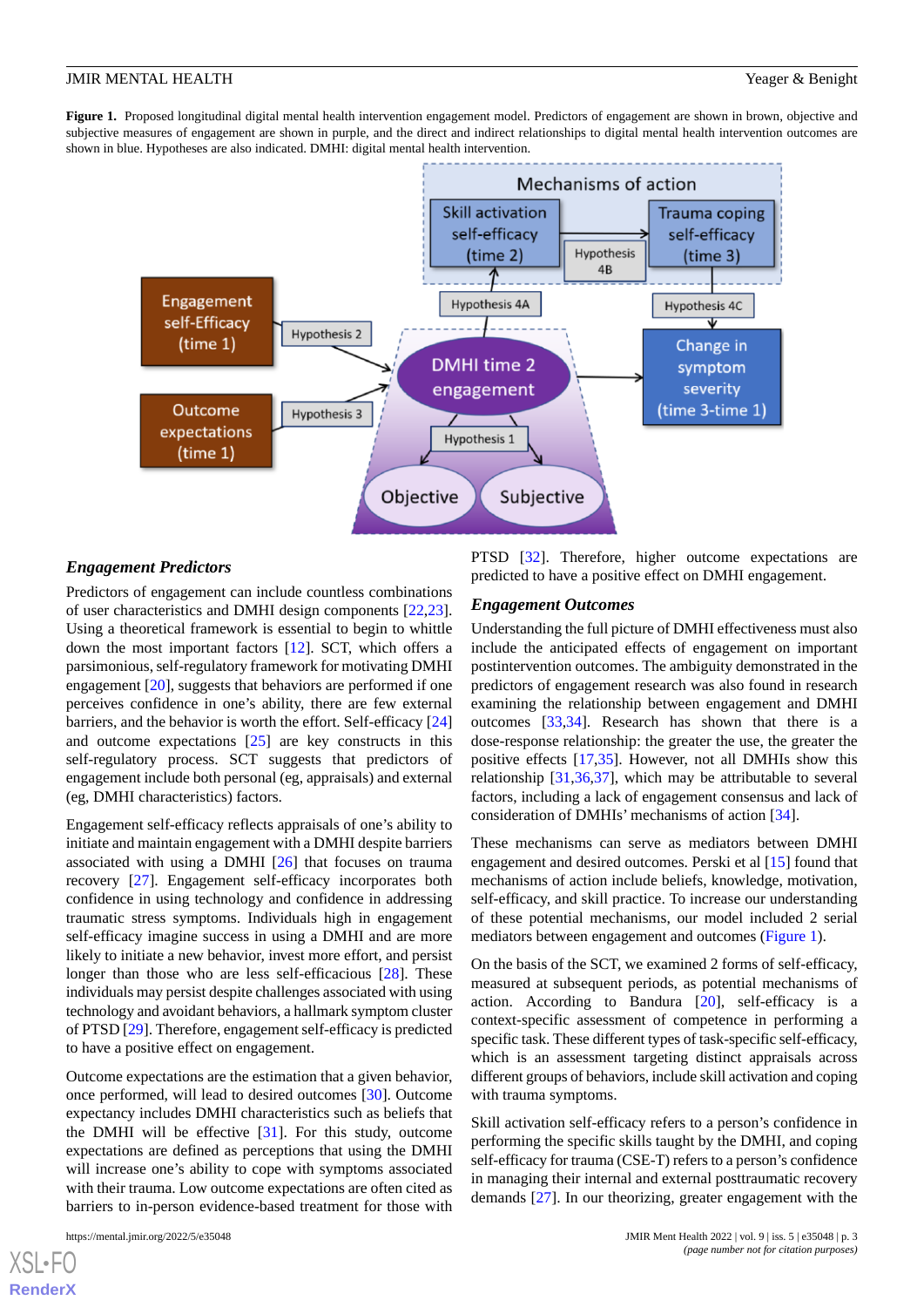**Figure 1.** Proposed longitudinal digital mental health intervention engagement model. Predictors of engagement are shown in brown, objective and subjective measures of engagement are shown in purple, and the direct and indirect relationships to digital mental health intervention outcomes are shown in blue. Hypotheses are also indicated. DMHI: digital mental health intervention.

### Engagement Predictors

Predictors of engagement can include countless combinations of user characteristics and DMHI design components [22,23]. Using a theoretical framework is essential to begin to whittle down the most important factors [12]. SCT, which offers a parsimonious, self-regulatory framework for motivating DMHI engagement [20], suggests that behaviors are performed if one perceives confidence in one's ability, there are few external barriers, and the behavior is worth the effort. Self-efficacy [24] and outcome expectations [25] are key constructs in this self-regulatory process. SCT suggests that predictors of engagement include both personal (eg, appraisals) and external (eg, DMHI characteristics) factors.

Engagement self-efficacy reflects appraisals of one's ability to initiate and maintain engagement with a DMHI despite barriers associated with using a DMHI [26] that focuses on trauma recovery [27]. Engagement self-efficacy incorporates both confidence in using technology and confidence in addressing traumatic stress symptoms. Individuals high in engagement self-efficacy imagine success in using a DMHI and are more likely to initiate a new behavior, invest more effort, and persist longer than those who are less self-efficacious [28]. These individuals may persist despite challenges associated with using technology and avoidant behaviors, a hallmark symptom cluster of PTSD [29]. Therefore, engagement self-efficacy is predicted to have a positive effect on engagement.

Outcome expectations are the estimation that a given behavior, once performed, will lead to desired outcomes [30]. Outcome expectancy includes DMHI characteristics such as beliefs that the DMHI will be effective [31]. For this study, outcome expectations are defined as perceptions that using the DMHI will increase one's ability to cope with symptoms associated with their trauma. Low outcome expectations are often cited as barriers to in-person evidence-based treatment for those with PTSD [32]. Therefore, higher outcome expectations are predicted to have a positive effect on DMHI engagement.

### Engagement Outcomes

Understanding the full picture of DMHI effectiveness must also include the anticipated effects of engagement on important postintervention outcomes. The ambiguity demonstrated in the predictors of engagement research was also found in research examining the relationship between engagement and DMHI outcomes [33,34]. Research has shown that there is a dose-response relationship: the greater the use, the greater the positive effects [17,35]. However, not all DMHIs show this relationship [31,36,37], which may be attributable to several factors, including a lack of engagement consensus and lack of consideration of DMHIs' mechanisms of action [34].

These mechanisms can serve as mediators between DMHI engagement and desired outcomes. Perski et al [15] found that mechanisms of action include beliefs, knowledge, motivation, self-efficacy, and skill practice. To increase our understanding of these potential mechanisms, our model included 2 serial mediators between engagement and outcomes (Figure 1).

On the basis of the SCT, we examined 2 forms of self-efficacy, measured at subsequent periods, as potential mechanisms of action. According to Bandura [20], self-efficacy is a context-specific assessment of competence in performing a specific task. These different types of task-specific self-efficacy, which is an assessment targeting distinct appraisals across different groups of behaviors, include skill activation and coping with trauma symptoms.

Skill activation self-efficacy refers to a person's confidence in performing the specific skills taught by the DMHI, and coping self-efficacy for trauma (CSE-T) refers to a person's confidence in managing their internal and external posttraumatic recovery demands [27]. In our theorizing, greater engagement with the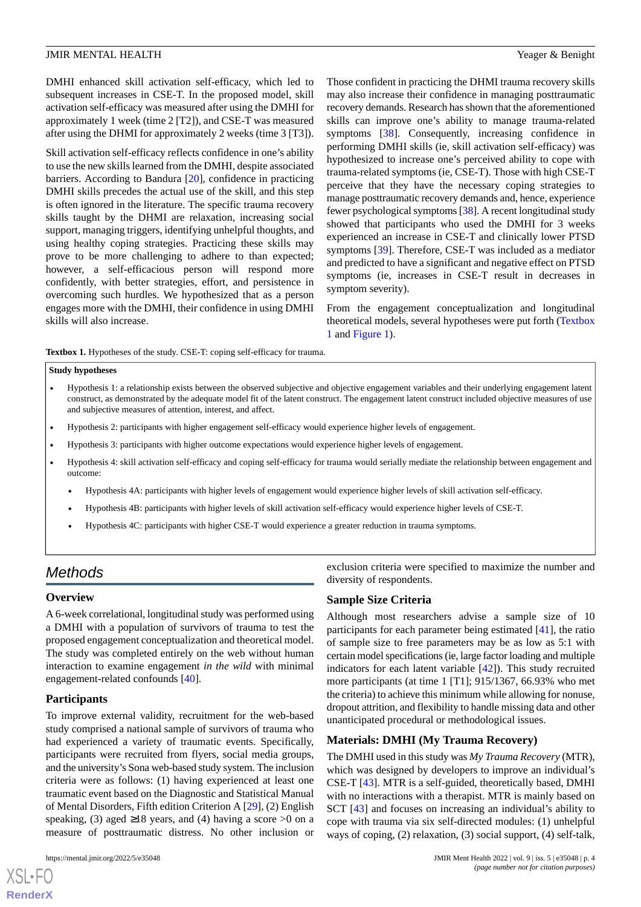DMHI enhanced skill activation self-efficacy, which led to subsequent increases in CSE-T. In the proposed model, skill activation self-efficacy was measured after using the DMHI for approximately 1 week (time 2 [T2]), and CSE-T was measured after using the DMHI for approximately 2 weeks (time 3 [T3]).

Skill activation self-efficacy reflects confidence in one's ability to use the new skills learned from the DMHI, despite associated barriers. According to Bandura [20], confidence in practicing DMHI skills precedes the actual use of the skill, and this step is often ignored in the literature. The specific trauma recovery skills taught by the DMHI are relaxation, increasing social support, managing triggers, identifying unhelpful thoughts, and using healthy coping strategies. Practicing these skills may prove to be more challenging to adhere to than expected; however, a self-efficacious person will respond more confidently, with better strategies, effort, and persistence in overcoming such hurdles. We hypothesized that as a person engages more with the DMHI, their confidence in using DMHI skills will also increase.

Those confident in practicing the DMHI trauma recovery skills may also increase their confidence in managing posttraumatic recovery demands. Research has shown that the aforementioned skills can improve one's ability to manage trauma-related symptoms [38]. Consequently, increasing confidence in performing DMHI skills (ie, skill activation self-efficacy) was hypothesized to increase one's perceived ability to cope with trauma-related symptoms (ie, CSE-T). Those with high CSE-T perceive that they have the necessary coping strategies to manage posttraumatic recovery demands and, hence, experience fewer psychological symptoms [38]. A recent longitudinal study showed that participants who used the DMHI for 3 weeks experienced an increase in CSE-T and clinically lower PTSD symptoms [39]. Therefore, CSE-T was included as a mediator and predicted to have a significant and negative effect on PTSD symptoms (ie, increases in CSE-T result in decreases in symptom severity).

From the engagement conceptualization and longitudinal theoretical models, several hypotheses were put forth (Textbox 1 and Figure 1).

Textbox 1. Hypotheses of the study. CSE-T: coping self-efficacy for trauma.

**Study hypotheses**

- Hypothesis 1: a relationship exists between the observed subjective and objective engagement variables and their underlying engagement latent construct, as demonstrated by the adequate model fit of the latent construct. The engagement latent construct included objective measures of use and subjective measures of attention, interest, and affect.
- Hypothesis 2: participants with higher engagement self-efficacy would experience higher levels of engagement.
- Hypothesis 3: participants with higher outcome expectations would experience higher levels of engagement.
- Hypothesis 4: skill activation self-efficacy and coping self-efficacy for trauma would serially mediate the relationship between engagement and outcome:
  - Hypothesis 4A: participants with higher levels of engagement would experience higher levels of skill activation self-efficacy.
  - Hypothesis 4B: participants with higher levels of skill activation self-efficacy would experience higher levels of CSE-T.
  - Hypothesis 4C: participants with higher CSE-T would experience a greater reduction in trauma symptoms.

## Methods

### Overview

A 6-week correlational, longitudinal study was performed using a DMHI with a population of survivors of trauma to test the proposed engagement conceptualization and theoretical model. The study was completed entirely on the web without human interaction to examine engagement *in the wild* with minimal engagement-related confounds [40].

### Participants

To improve external validity, recruitment for the web-based study comprised a national sample of survivors of trauma who had experienced a variety of traumatic events. Specifically, participants were recruited from flyers, social media groups, and the university's Sona web-based study system. The inclusion criteria were as follows: (1) having experienced at least one traumatic event based on the Diagnostic and Statistical Manual of Mental Disorders, Fifth edition Criterion A [29], (2) English speaking, (3) aged ≥18 years, and (4) having a score >0 on a measure of posttraumatic distress. No other inclusion or exclusion criteria were specified to maximize the number and diversity of respondents.

### Sample Size Criteria

Although most researchers advise a sample size of 10 participants for each parameter being estimated [41], the ratio of sample size to free parameters may be as low as 5:1 with certain model specifications (ie, large factor loading and multiple indicators for each latent variable [42]). This study recruited more participants (at time 1 [T1]; 915/1367, 66.93% who met the criteria) to achieve this minimum while allowing for nonuse, dropout attrition, and flexibility to handle missing data and other unanticipated procedural or methodological issues.

### Materials: DMHI (My Trauma Recovery)

The DMHI used in this study was *My Trauma Recovery* (MTR), which was designed by developers to improve an individual's CSE-T [43]. MTR is a self-guided, theoretically based, DMHI with no interactions with a therapist. MTR is mainly based on SCT [43] and focuses on increasing an individual's ability to cope with trauma via six self-directed modules: (1) unhelpful ways of coping, (2) relaxation, (3) social support, (4) self-talk,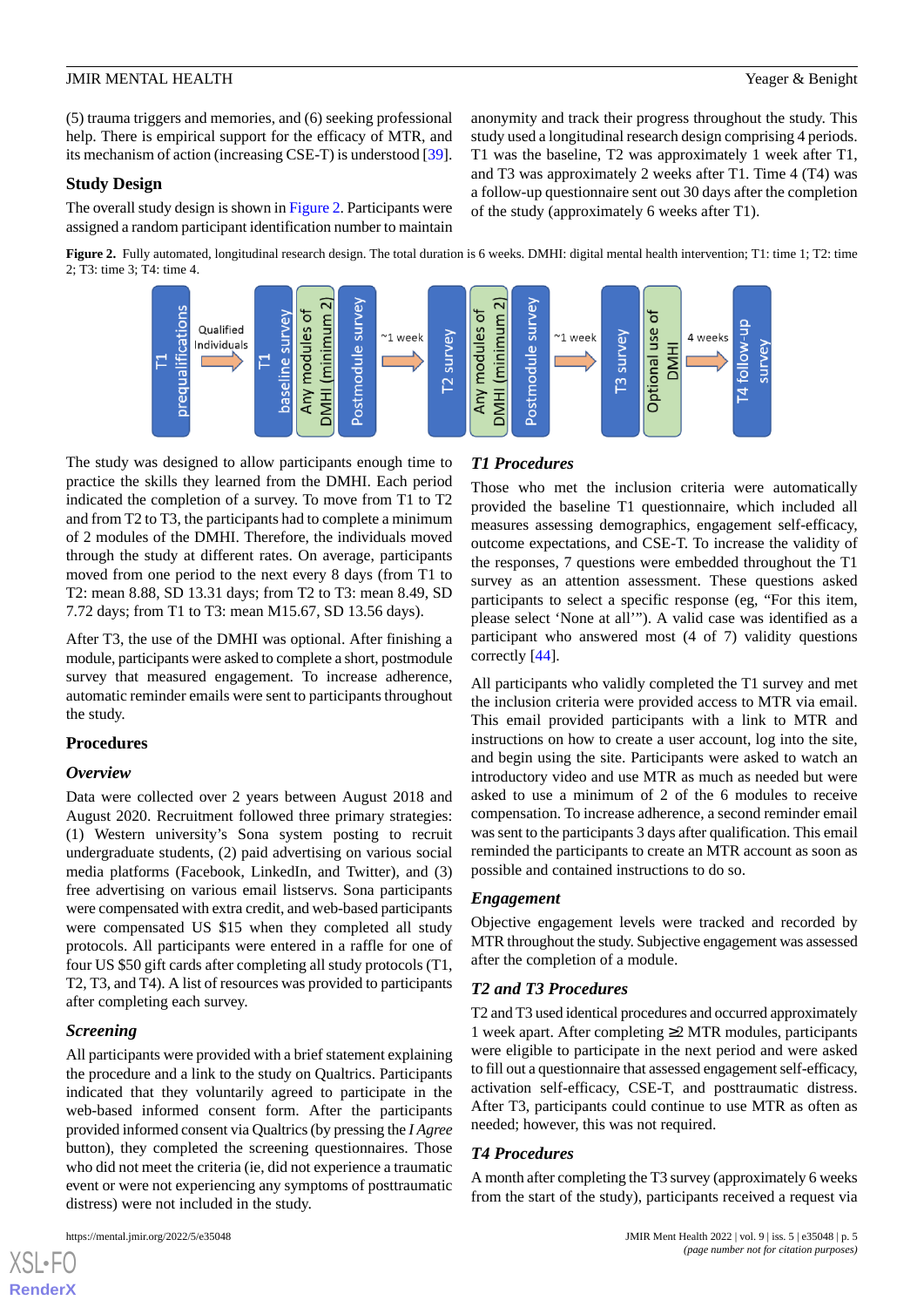(5) trauma triggers and memories, and (6) seeking professional help. There is empirical support for the efficacy of MTR, and its mechanism of action (increasing CSE-T) is understood [39].

### Study Design

The overall study design is shown in Figure 2. Participants were assigned a random participant identification number to maintain anonymity and track their progress throughout the study. This study used a longitudinal research design comprising 4 periods. T1 was the baseline, T2 was approximately 1 week after T1, and T3 was approximately 2 weeks after T1. Time 4 (T4) was a follow-up questionnaire sent out 30 days after the completion of the study (approximately 6 weeks after T1).

**Figure 2.** Fully automated, longitudinal research design. The total duration is 6 weeks. DMHI: digital mental health intervention; T1: time 1; T2: time 2; T3: time 3; T4: time 4.

The study was designed to allow participants enough time to practice the skills they learned from the DMHI. Each period indicated the completion of a survey. To move from T1 to T2 and from T2 to T3, the participants had to complete a minimum of 2 modules of the DMHI. Therefore, the individuals moved through the study at different rates. On average, participants moved from one period to the next every 8 days (from T1 to T2: mean 8.88, SD 13.31 days; from T2 to T3: mean 8.49, SD 7.72 days; from T1 to T3: mean M15.67, SD 13.56 days).

After T3, the use of the DMHI was optional. After finishing a module, participants were asked to complete a short, postmodule survey that measured engagement. To increase adherence, automatic reminder emails were sent to participants throughout the study.

### Procedures

#### *Overview*

Data were collected over 2 years between August 2018 and August 2020. Recruitment followed three primary strategies: (1) Western university's Sona system posting to recruit undergraduate students, (2) paid advertising on various social media platforms (Facebook, LinkedIn, and Twitter), and (3) free advertising on various email listservs. Sona participants were compensated with extra credit, and web-based participants were compensated US $15 when they completed all study protocols. All participants were entered in a raffle for one of four US $50 gift cards after completing all study protocols (T1, T2, T3, and T4). A list of resources was provided to participants after completing each survey.

#### *Screening*

All participants were provided with a brief statement explaining the procedure and a link to the study on Qualtrics. Participants indicated that they voluntarily agreed to participate in the web-based informed consent form. After the participants provided informed consent via Qualtrics (by pressing the *I Agree* button), they completed the screening questionnaires. Those who did not meet the criteria (ie, did not experience a traumatic event or were not experiencing any symptoms of posttraumatic distress) were not included in the study.

#### *T1 Procedures*

Those who met the inclusion criteria were automatically provided the baseline T1 questionnaire, which included all measures assessing demographics, engagement self-efficacy, outcome expectations, and CSE-T. To increase the validity of the responses, 7 questions were embedded throughout the T1 survey as an attention assessment. These questions asked participants to select a specific response (eg, "For this item, please select 'None at all'"). A valid case was identified as a participant who answered most (4 of 7) validity questions correctly [44].

All participants who validly completed the T1 survey and met the inclusion criteria were provided access to MTR via email. This email provided participants with a link to MTR and instructions on how to create a user account, log into the site, and begin using the site. Participants were asked to watch an introductory video and use MTR as much as needed but were asked to use a minimum of 2 of the 6 modules to receive compensation. To increase adherence, a second reminder email was sent to the participants 3 days after qualification. This email reminded the participants to create an MTR account as soon as possible and contained instructions to do so.

#### *Engagement*

Objective engagement levels were tracked and recorded by MTR throughout the study. Subjective engagement was assessed after the completion of a module.

#### *T2 and T3 Procedures*

T2 and T3 used identical procedures and occurred approximately 1 week apart. After completing ≥2 MTR modules, participants were eligible to participate in the next period and were asked to fill out a questionnaire that assessed engagement self-efficacy, activation self-efficacy, CSE-T, and posttraumatic distress. After T3, participants could continue to use MTR as often as needed; however, this was not required.

#### *T4 Procedures*

A month after completing the T3 survey (approximately 6 weeks from the start of the study), participants received a request via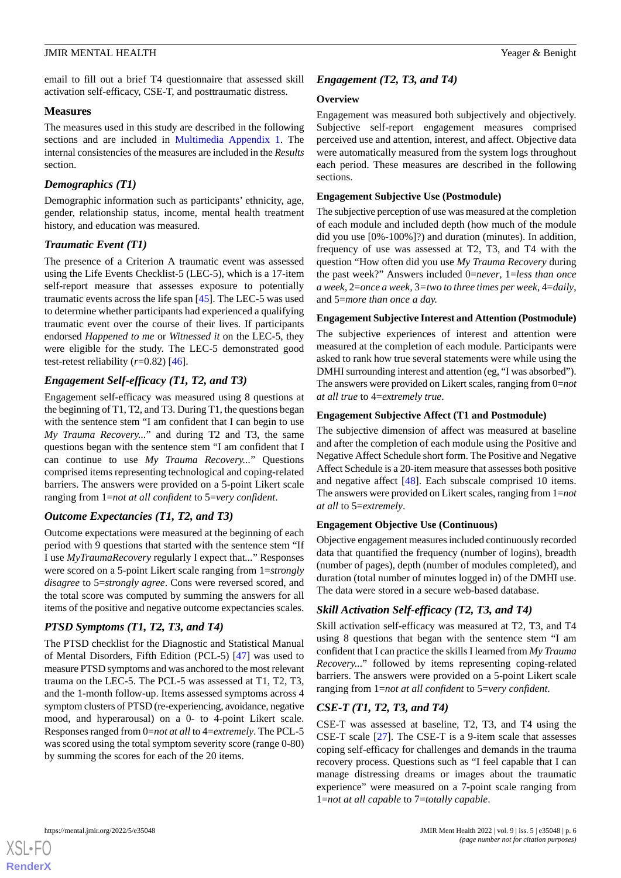email to fill out a brief T4 questionnaire that assessed skill activation self-efficacy, CSE-T, and posttraumatic distress.

## Measures

The measures used in this study are described in the following sections and are included in Multimedia Appendix 1. The internal consistencies of the measures are included in the *Results* section.

### *Demographics (T1)*

Demographic information such as participants' ethnicity, age, gender, relationship status, income, mental health treatment history, and education was measured.

### *Traumatic Event (T1)*

The presence of a Criterion A traumatic event was assessed using the Life Events Checklist-5 (LEC-5), which is a 17-item self-report measure that assesses exposure to potentially traumatic events across the life span [45]. The LEC-5 was used to determine whether participants had experienced a qualifying traumatic event over the course of their lives. If participants endorsed *Happened to me* or *Witnessed it* on the LEC-5, they were eligible for the study. The LEC-5 demonstrated good test-retest reliability (*r*=0.82) [46].

### *Engagement Self-efficacy (T1, T2, and T3)*

Engagement self-efficacy was measured using 8 questions at the beginning of T1, T2, and T3. During T1, the questions began with the sentence stem "I am confident that I can begin to use *My Trauma Recovery...*" and during T2 and T3, the same questions began with the sentence stem "I am confident that I can continue to use *My Trauma Recovery...*" Questions comprised items representing technological and coping-related barriers. The answers were provided on a 5-point Likert scale ranging from 1=*not at all confident* to 5=*very confident*.

### *Outcome Expectancies (T1, T2, and T3)*

Outcome expectations were measured at the beginning of each period with 9 questions that started with the sentence stem "If I use *MyTraumaRecovery* regularly I expect that..." Responses were scored on a 5-point Likert scale ranging from 1=*strongly disagree* to 5=*strongly agree*. Cons were reversed scored, and the total score was computed by summing the answers for all items of the positive and negative outcome expectancies scales.

### *PTSD Symptoms (T1, T2, T3, and T4)*

The PTSD checklist for the Diagnostic and Statistical Manual of Mental Disorders, Fifth Edition (PCL-5) [47] was used to measure PTSD symptoms and was anchored to the most relevant trauma on the LEC-5. The PCL-5 was assessed at T1, T2, T3, and the 1-month follow-up. Items assessed symptoms across 4 symptom clusters of PTSD (re-experiencing, avoidance, negative mood, and hyperarousal) on a 0- to 4-point Likert scale. Responses ranged from 0=*not at all* to 4=*extremely*. The PCL-5 was scored using the total symptom severity score (range 0-80) by summing the scores for each of the 20 items.

### *Engagement (T2, T3, and T4)*

#### Overview

Engagement was measured both subjectively and objectively. Subjective self-report engagement measures comprised perceived use and attention, interest, and affect. Objective data were automatically measured from the system logs throughout each period. These measures are described in the following sections.

#### Engagement Subjective Use (Postmodule)

The subjective perception of use was measured at the completion of each module and included depth (how much of the module did you use [0%-100%]?) and duration (minutes). In addition, frequency of use was assessed at T2, T3, and T4 with the question "How often did you use *My Trauma Recovery* during the past week?" Answers included 0=*never*, 1=*less than once a week*, 2=*once a week*, 3=*two to three times per week*, 4=*daily*, and 5=*more than once a day.*

#### Engagement Subjective Interest and Attention (Postmodule)

The subjective experiences of interest and attention were measured at the completion of each module. Participants were asked to rank how true several statements were while using the DMHI surrounding interest and attention (eg, "I was absorbed"). The answers were provided on Likert scales, ranging from 0=*not at all true* to 4=*extremely true*.

#### Engagement Subjective Affect (T1 and Postmodule)

The subjective dimension of affect was measured at baseline and after the completion of each module using the Positive and Negative Affect Schedule short form. The Positive and Negative Affect Schedule is a 20-item measure that assesses both positive and negative affect [48]. Each subscale comprised 10 items. The answers were provided on Likert scales, ranging from 1=*not at all* to 5=*extremely*.

#### Engagement Objective Use (Continuous)

Objective engagement measures included continuously recorded data that quantified the frequency (number of logins), breadth (number of pages), depth (number of modules completed), and duration (total number of minutes logged in) of the DMHI use. The data were stored in a secure web-based database.

### *Skill Activation Self-efficacy (T2, T3, and T4)*

Skill activation self-efficacy was measured at T2, T3, and T4 using 8 questions that began with the sentence stem "I am confident that I can practice the skills I learned from *My Trauma Recovery...*" followed by items representing coping-related barriers. The answers were provided on a 5-point Likert scale ranging from 1=*not at all confident* to 5=*very confident.*

### *CSE-T (T1, T2, T3, and T4)*

CSE-T was assessed at baseline, T2, T3, and T4 using the CSE-T scale [27]. The CSE-T is a 9-item scale that assesses coping self-efficacy for challenges and demands in the trauma recovery process. Questions such as "I feel capable that I can manage distressing dreams or images about the traumatic experience" were measured on a 7-point scale ranging from 1=*not at all capable* to 7=*totally capable*.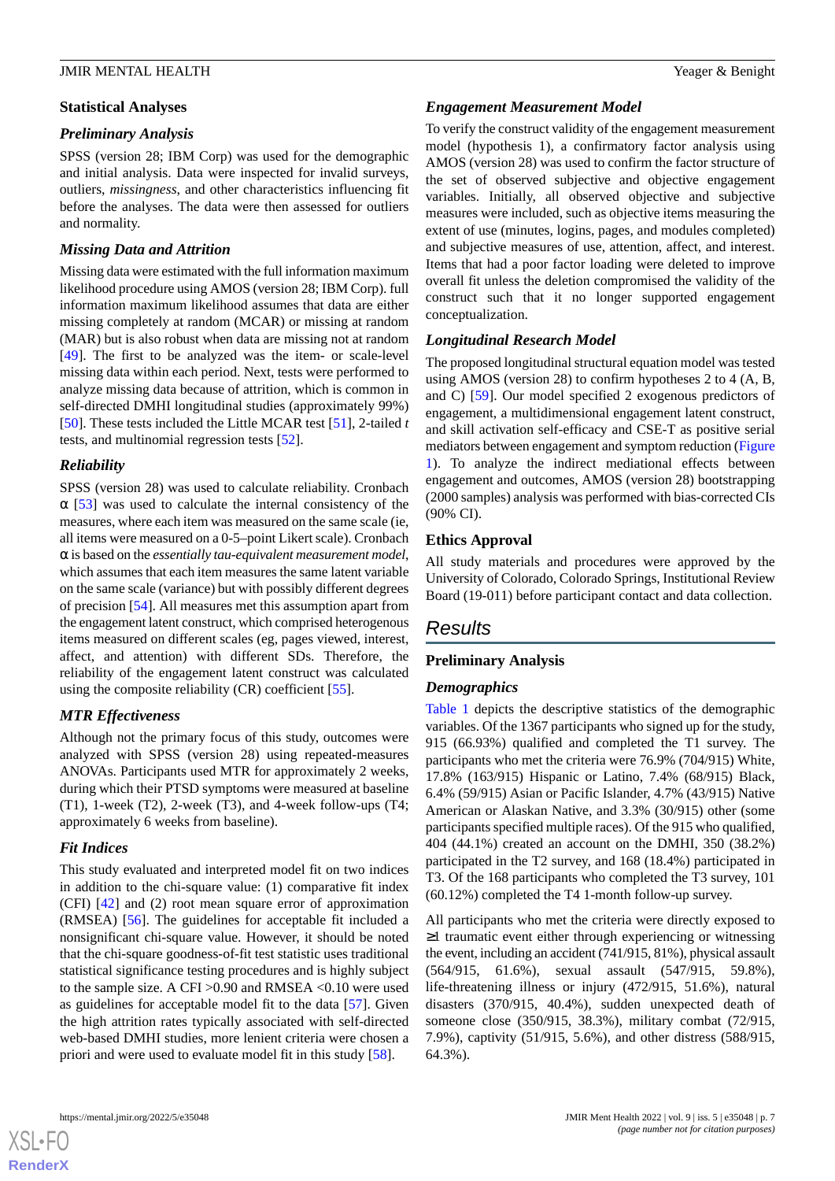## Statistical Analyses

### Preliminary Analysis

SPSS (version 28; IBM Corp) was used for the demographic and initial analysis. Data were inspected for invalid surveys, outliers, *missingness*, and other characteristics influencing fit before the analyses. The data were then assessed for outliers and normality.

### Missing Data and Attrition

Missing data were estimated with the full information maximum likelihood procedure using AMOS (version 28; IBM Corp). full information maximum likelihood assumes that data are either missing completely at random (MCAR) or missing at random (MAR) but is also robust when data are missing not at random [49]. The first to be analyzed was the item- or scale-level missing data within each period. Next, tests were performed to analyze missing data because of attrition, which is common in self-directed DMHI longitudinal studies (approximately 99%) [50]. These tests included the Little MCAR test [51], 2-tailed *t* tests, and multinomial regression tests [52].

### Reliability

SPSS (version 28) was used to calculate reliability. Cronbach α [53] was used to calculate the internal consistency of the measures, where each item was measured on the same scale (ie, all items were measured on a 0-5–point Likert scale). Cronbach α is based on the *essentially tau-equivalent measurement model*, which assumes that each item measures the same latent variable on the same scale (variance) but with possibly different degrees of precision [54]. All measures met this assumption apart from the engagement latent construct, which comprised heterogenous items measured on different scales (eg, pages viewed, interest, affect, and attention) with different SDs. Therefore, the reliability of the engagement latent construct was calculated using the composite reliability (CR) coefficient [55].

### MTR Effectiveness

Although not the primary focus of this study, outcomes were analyzed with SPSS (version 28) using repeated-measures ANOVAs. Participants used MTR for approximately 2 weeks, during which their PTSD symptoms were measured at baseline (T1), 1-week (T2), 2-week (T3), and 4-week follow-ups (T4; approximately 6 weeks from baseline).

### Fit Indices

This study evaluated and interpreted model fit on two indices in addition to the chi-square value: (1) comparative fit index (CFI) [42] and (2) root mean square error of approximation (RMSEA) [56]. The guidelines for acceptable fit included a nonsignificant chi-square value. However, it should be noted that the chi-square goodness-of-fit test statistic uses traditional statistical significance testing procedures and is highly subject to the sample size. A CFI >0.90 and RMSEA <0.10 were used as guidelines for acceptable model fit to the data [57]. Given the high attrition rates typically associated with self-directed web-based DMHI studies, more lenient criteria were chosen a priori and were used to evaluate model fit in this study [58].

### Engagement Measurement Model

To verify the construct validity of the engagement measurement model (hypothesis 1), a confirmatory factor analysis using AMOS (version 28) was used to confirm the factor structure of the set of observed subjective and objective engagement variables. Initially, all observed objective and subjective measures were included, such as objective items measuring the extent of use (minutes, logins, pages, and modules completed) and subjective measures of use, attention, affect, and interest. Items that had a poor factor loading were deleted to improve overall fit unless the deletion compromised the validity of the construct such that it no longer supported engagement conceptualization.

### Longitudinal Research Model

The proposed longitudinal structural equation model was tested using AMOS (version 28) to confirm hypotheses 2 to 4 (A, B, and C) [59]. Our model specified 2 exogenous predictors of engagement, a multidimensional engagement latent construct, and skill activation self-efficacy and CSE-T as positive serial mediators between engagement and symptom reduction (Figure 1). To analyze the indirect mediational effects between engagement and outcomes, AMOS (version 28) bootstrapping (2000 samples) analysis was performed with bias-corrected CIs (90% CI).

## Ethics Approval

All study materials and procedures were approved by the University of Colorado, Colorado Springs, Institutional Review Board (19-011) before participant contact and data collection.

# Results

## Preliminary Analysis

### Demographics

Table 1 depicts the descriptive statistics of the demographic variables. Of the 1367 participants who signed up for the study, 915 (66.93%) qualified and completed the T1 survey. The participants who met the criteria were 76.9% (704/915) White, 17.8% (163/915) Hispanic or Latino, 7.4% (68/915) Black, 6.4% (59/915) Asian or Pacific Islander, 4.7% (43/915) Native American or Alaskan Native, and 3.3% (30/915) other (some participants specified multiple races). Of the 915 who qualified, 404 (44.1%) created an account on the DMHI, 350 (38.2%) participated in the T2 survey, and 168 (18.4%) participated in T3. Of the 168 participants who completed the T3 survey, 101 (60.12%) completed the T4 1-month follow-up survey.

All participants who met the criteria were directly exposed to ≥1 traumatic event either through experiencing or witnessing the event, including an accident (741/915, 81%), physical assault (564/915, 61.6%), sexual assault (547/915, 59.8%), life-threatening illness or injury (472/915, 51.6%), natural disasters (370/915, 40.4%), sudden unexpected death of someone close (350/915, 38.3%), military combat (72/915, 7.9%), captivity (51/915, 5.6%), and other distress (588/915, 64.3%).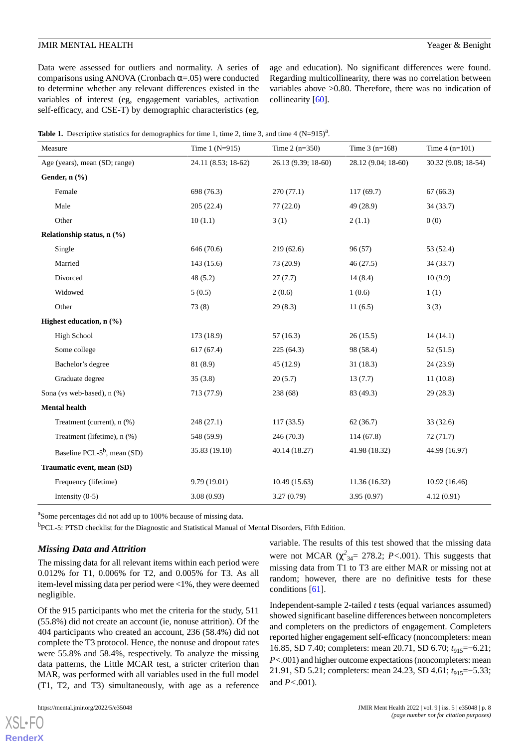Data were assessed for outliers and normality. A series of comparisons using ANOVA (Cronbach α=.05) were conducted to determine whether any relevant differences existed in the variables of interest (eg, engagement variables, activation self-efficacy, and CSE-T) by demographic characteristics (eg, age and education). No significant differences were found. Regarding multicollinearity, there was no correlation between variables above >0.80. Therefore, there was no indication of collinearity [60].

**Table 1.** Descriptive statistics for demographics for time 1, time 2, time 3, and time 4 (N=915)[a].

| Measure | Time 1 (N=915) | Time 2 (n=350) | Time 3 (n=168) | Time 4 (n=101) |
|---|---|---|---|---|
| Age (years), mean (SD; range) | 24.11 (8.53; 18-62) | 26.13 (9.39; 18-60) | 28.12 (9.04; 18-60) | 30.32 (9.08; 18-54) |
| **Gender, n (%)** | | | | |
| Female | 698 (76.3) | 270 (77.1) | 117 (69.7) | 67 (66.3) |
| Male | 205 (22.4) | 77 (22.0) | 49 (28.9) | 34 (33.7) |
| Other | 10 (1.1) | 3 (1) | 2 (1.1) | 0 (0) |
| **Relationship status, n (%)** | | | | |
| Single | 646 (70.6) | 219 (62.6) | 96 (57) | 53 (52.4) |
| Married | 143 (15.6) | 73 (20.9) | 46 (27.5) | 34 (33.7) |
| Divorced | 48 (5.2) | 27 (7.7) | 14 (8.4) | 10 (9.9) |
| Widowed | 5 (0.5) | 2 (0.6) | 1 (0.6) | 1 (1) |
| Other | 73 (8) | 29 (8.3) | 11 (6.5) | 3 (3) |
| **Highest education, n (%)** | | | | |
| High School | 173 (18.9) | 57 (16.3) | 26 (15.5) | 14 (14.1) |
| Some college | 617 (67.4) | 225 (64.3) | 98 (58.4) | 52 (51.5) |
| Bachelor's degree | 81 (8.9) | 45 (12.9) | 31 (18.3) | 24 (23.9) |
| Graduate degree | 35 (3.8) | 20 (5.7) | 13 (7.7) | 11 (10.8) |
| Sona (vs web-based), n (%) | 713 (77.9) | 238 (68) | 83 (49.3) | 29 (28.3) |
| **Mental health** | | | | |
| Treatment (current), n (%) | 248 (27.1) | 117 (33.5) | 62 (36.7) | 33 (32.6) |
| Treatment (lifetime), n (%) | 548 (59.9) | 246 (70.3) | 114 (67.8) | 72 (71.7) |
| Baseline PCL-5[b], mean (SD) | 35.83 (19.10) | 40.14 (18.27) | 41.98 (18.32) | 44.99 (16.97) |
| **Traumatic event, mean (SD)** | | | | |
| Frequency (lifetime) | 9.79 (19.01) | 10.49 (15.63) | 11.36 (16.32) | 10.92 (16.46) |
| Intensity (0-5) | 3.08 (0.93) | 3.27 (0.79) | 3.95 (0.97) | 4.12 (0.91) |

[a]Some percentages did not add up to 100% because of missing data.

[b]PCL-5: PTSD checklist for the Diagnostic and Statistical Manual of Mental Disorders, Fifth Edition.

### *Missing Data and Attrition*

The missing data for all relevant items within each period were 0.012% for T1, 0.006% for T2, and 0.005% for T3. As all item-level missing data per period were <1%, they were deemed negligible.

Of the 915 participants who met the criteria for the study, 511 (55.8%) did not create an account (ie, nonuse attrition). Of the 404 participants who created an account, 236 (58.4%) did not complete the T3 protocol. Hence, the nonuse and dropout rates were 55.8% and 58.4%, respectively. To analyze the missing data patterns, the Little MCAR test, a stricter criterion than MAR, was performed with all variables used in the full model (T1, T2, and T3) simultaneously, with age as a reference variable. The results of this test showed that the missing data were not MCAR ($\chi^2_{34}$= 278.2; $P$<.001). This suggests that missing data from T1 to T3 are either MAR or missing not at random; however, there are no definitive tests for these conditions [61].

Independent-sample 2-tailed $t$ tests (equal variances assumed) showed significant baseline differences between noncompleters and completers on the predictors of engagement. Completers reported higher engagement self-efficacy (noncompleters: mean 16.85, SD 7.40; completers: mean 20.71, SD 6.70; $t_{915}$=−6.21; $P$<.001) and higher outcome expectations (noncompleters: mean 21.91, SD 5.21; completers: mean 24.23, SD 4.61; $t_{915}$=−5.33; and $P$<.001).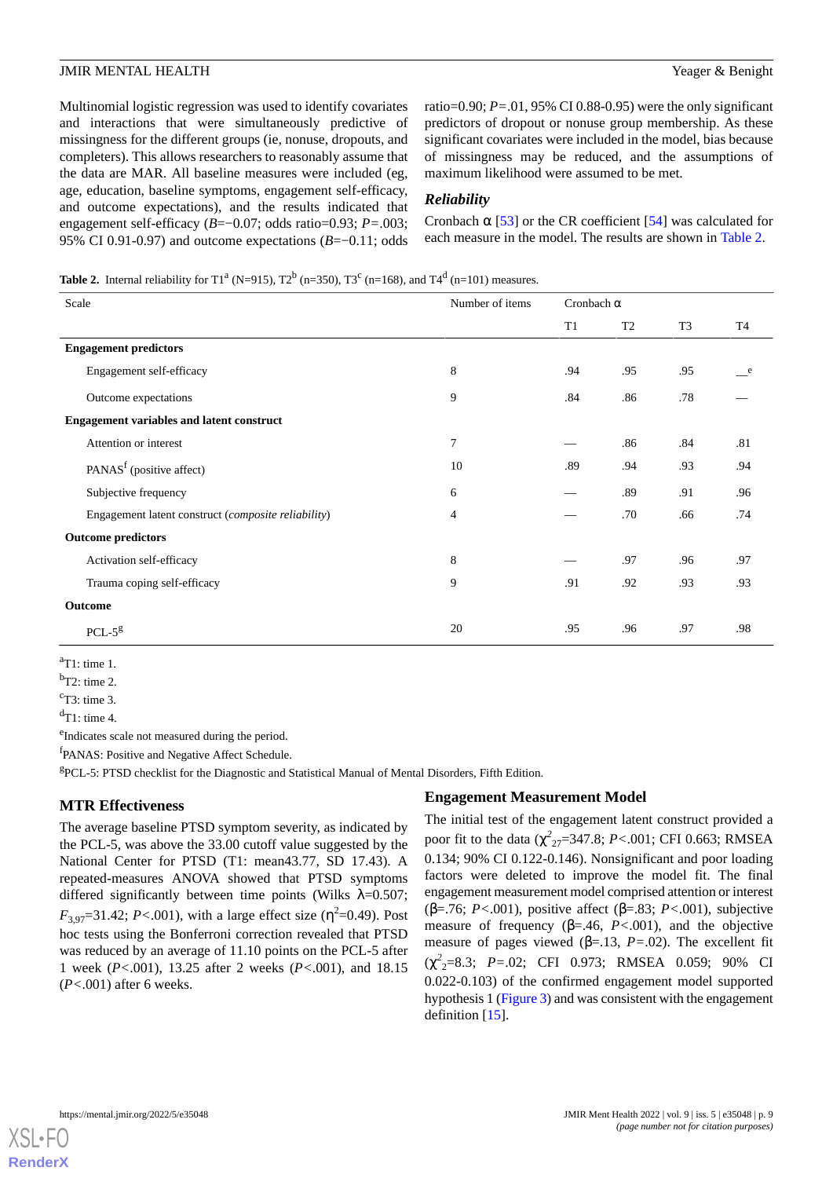Multinomial logistic regression was used to identify covariates and interactions that were simultaneously predictive of missingness for the different groups (ie, nonuse, dropouts, and completers). This allows researchers to reasonably assume that the data are MAR. All baseline measures were included (eg, age, education, baseline symptoms, engagement self-efficacy, and outcome expectations), and the results indicated that engagement self-efficacy (*B*=−0.07; odds ratio=0.93; *P*=.003; 95% CI 0.91-0.97) and outcome expectations (*B*=−0.11; odds ratio=0.90; *P*=.01, 95% CI 0.88-0.95) were the only significant predictors of dropout or nonuse group membership. As these significant covariates were included in the model, bias because of missingness may be reduced, and the assumptions of maximum likelihood were assumed to be met.

### Reliability

Cronbach α [53] or the CR coefficient [54] was calculated for each measure in the model. The results are shown in Table 2.

**Table 2.** Internal reliability for T1[a] (N=915), T2[b] (n=350), T3[c] (n=168), and T4[d] (n=101) measures.

| Scale | Number of items | Cronbach α | | | |
|---|---|---|---|---|---|
| | | T1 | T2 | T3 | T4 |
| **Engagement predictors** | | | | | |
| Engagement self-efficacy | 8 | .94 | .95 | .95 | —[e] |
| Outcome expectations | 9 | .84 | .86 | .78 | — |
| **Engagement variables and latent construct** | | | | | |
| Attention or interest | 7 | — | .86 | .84 | .81 |
| PANAS[f] (positive affect) | 10 | .89 | .94 | .93 | .94 |
| Subjective frequency | 6 | — | .89 | .91 | .96 |
| Engagement latent construct (*composite reliability*) | 4 | — | .70 | .66 | .74 |
| **Outcome predictors** | | | | | |
| Activation self-efficacy | 8 | — | .97 | .96 | .97 |
| Trauma coping self-efficacy | 9 | .91 | .92 | .93 | .93 |
| **Outcome** | | | | | |
| PCL-5[g] | 20 | .95 | .96 | .97 | .98 |

[a]T1: time 1.

[b]T2: time 2.

[c]T3: time 3.

[d]T1: time 4.

[e]Indicates scale not measured during the period.

[f]PANAS: Positive and Negative Affect Schedule.

[g]PCL-5: PTSD checklist for the Diagnostic and Statistical Manual of Mental Disorders, Fifth Edition.

## MTR Effectiveness

The average baseline PTSD symptom severity, as indicated by the PCL-5, was above the 33.00 cutoff value suggested by the National Center for PTSD (T1: mean43.77, SD 17.43). A repeated-measures ANOVA showed that PTSD symptoms differed significantly between time points (Wilks λ=0.507; $F_{3,97}$=31.42; *P*<.001), with a large effect size ($\eta^2$=0.49). Post hoc tests using the Bonferroni correction revealed that PTSD was reduced by an average of 11.10 points on the PCL-5 after 1 week (*P*<.001), 13.25 after 2 weeks (*P*<.001), and 18.15 (*P*<.001) after 6 weeks.

## Engagement Measurement Model

The initial test of the engagement latent construct provided a poor fit to the data ($\chi^2_{27}$=347.8; *P*<.001; CFI 0.663; RMSEA 0.134; 90% CI 0.122-0.146). Nonsignificant and poor loading factors were deleted to improve the model fit. The final engagement measurement model comprised attention or interest (β=.76; *P*<.001), positive affect (β=.83; *P*<.001), subjective measure of frequency (β=.46, *P*<.001), and the objective measure of pages viewed (β=.13, *P*=.02). The excellent fit ($\chi^2_2$=8.3; *P*=.02; CFI 0.973; RMSEA 0.059; 90% CI 0.022-0.103) of the confirmed engagement model supported hypothesis 1 (Figure 3) and was consistent with the engagement definition [15].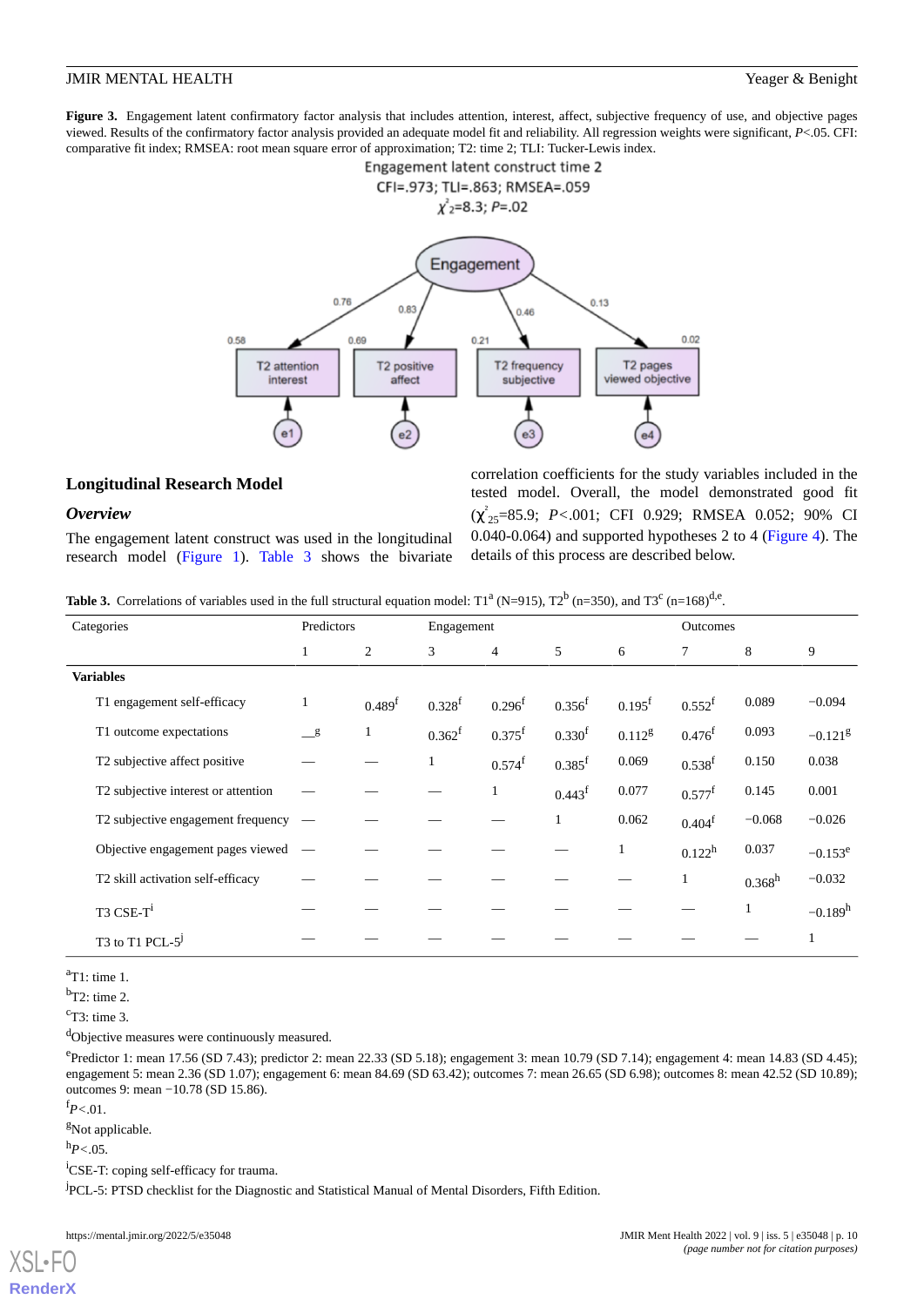**Figure 3.** Engagement latent confirmatory factor analysis that includes attention, interest, affect, subjective frequency of use, and objective pages viewed. Results of the confirmatory factor analysis provided an adequate model fit and reliability. All regression weights were significant, $P<.05$. CFI: comparative fit index; RMSEA: root mean square error of approximation; T2: time 2; TLI: Tucker-Lewis index.

Engagement latent construct time 2

CFI=.973; TLI=.863; RMSEA=.059

$\chi^2_2$=8.3; $P$=.02

## Longitudinal Research Model

### *Overview*

The engagement latent construct was used in the longitudinal research model (Figure 1). Table 3 shows the bivariate correlation coefficients for the study variables included in the tested model. Overall, the model demonstrated good fit ($\chi^2_{25}$=85.9; $P<.001$; CFI 0.929; RMSEA 0.052; 90% CI 0.040-0.064) and supported hypotheses 2 to 4 (Figure 4). The details of this process are described below.

**Table 3.** Correlations of variables used in the full structural equation model: T1[a] (N=915), T2[b] (n=350), and T3[c] (n=168)[d,e].

| Categories | Predictors | | Engagement | | | | Outcomes | | |
|---|---|---|---|---|---|---|---|---|---|
| | 1 | 2 | 3 | 4 | 5 | 6 | 7 | 8 | 9 |
| **Variables** | | | | | | | | | |
| T1 engagement self-efficacy | 1 | 0.489[f] | 0.328[f] | 0.296[f] | 0.356[f] | 0.195[f] | 0.552[f] | 0.089 | −0.094 |
| T1 outcome expectations | —[g] | 1 | 0.362[f] | 0.375[f] | 0.330[f] | 0.112[g] | 0.476[f] | 0.093 | −0.121[g] |
| T2 subjective affect positive | — | — | 1 | 0.574[f] | 0.385[f] | 0.069 | 0.538[f] | 0.150 | 0.038 |
| T2 subjective interest or attention | — | — | — | 1 | 0.443[f] | 0.077 | 0.577[f] | 0.145 | 0.001 |
| T2 subjective engagement frequency | — | — | — | — | 1 | 0.062 | 0.404[f] | −0.068 | −0.026 |
| Objective engagement pages viewed | — | — | — | — | — | 1 | 0.122[h] | 0.037 | −0.153[e] |
| T2 skill activation self-efficacy | — | — | — | — | — | — | 1 | 0.368[h] | −0.032 |
| T3 CSE-T[i] | — | — | — | — | — | — | — | 1 | −0.189[h] |
| T3 to T1 PCL-5[j] | — | — | — | — | — | — | — | — | 1 |

[a]T1: time 1.

[b]T2: time 2.

[c]T3: time 3.

[d]Objective measures were continuously measured.

[e]Predictor 1: mean 17.56 (SD 7.43); predictor 2: mean 22.33 (SD 5.18); engagement 3: mean 10.79 (SD 7.14); engagement 4: mean 14.83 (SD 4.45); engagement 5: mean 2.36 (SD 1.07); engagement 6: mean 84.69 (SD 63.42); outcomes 7: mean 26.65 (SD 6.98); outcomes 8: mean 42.52 (SD 10.89); outcomes 9: mean −10.78 (SD 15.86).

[f]$P<.01$.

[g]Not applicable.

[h]$P<.05$.

[i]CSE-T: coping self-efficacy for trauma.

[j]PCL-5: PTSD checklist for the Diagnostic and Statistical Manual of Mental Disorders, Fifth Edition.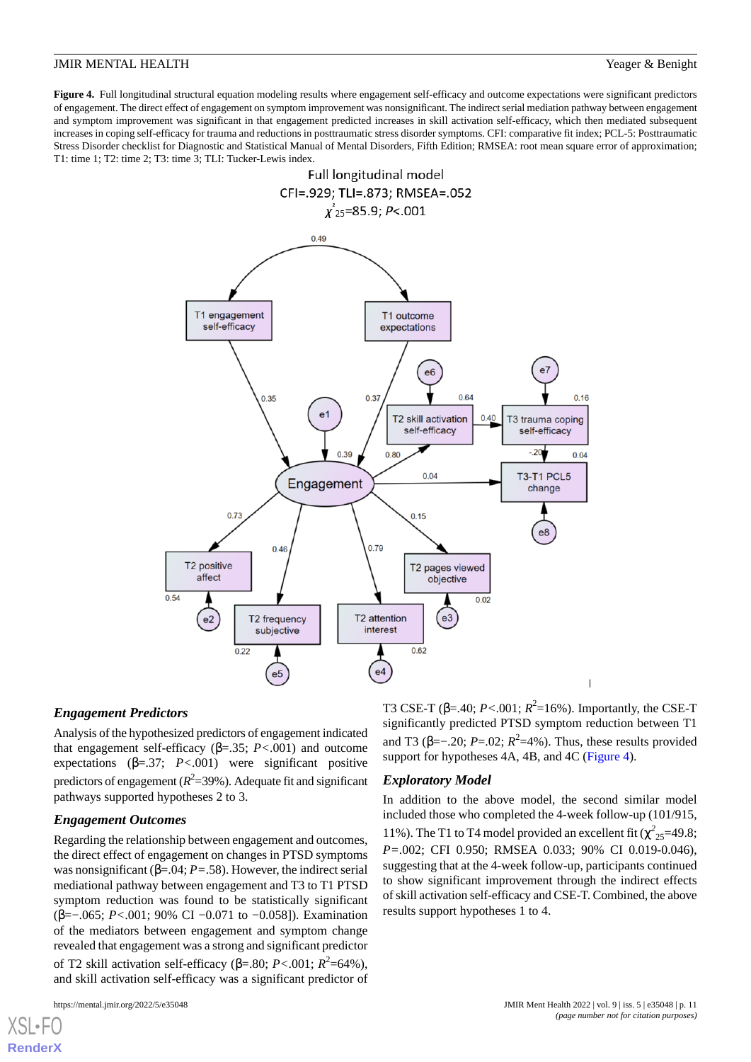**Figure 4.** Full longitudinal structural equation modeling results where engagement self-efficacy and outcome expectations were significant predictors of engagement. The direct effect of engagement on symptom improvement was nonsignificant. The indirect serial mediation pathway between engagement and symptom improvement was significant in that engagement predicted increases in skill activation self-efficacy, which then mediated subsequent increases in coping self-efficacy for trauma and reductions in posttraumatic stress disorder symptoms. CFI: comparative fit index; PCL-5: Posttraumatic Stress Disorder checklist for Diagnostic and Statistical Manual of Mental Disorders, Fifth Edition; RMSEA: root mean square error of approximation; T1: time 1; T2: time 2; T3: time 3; TLI: Tucker-Lewis index.

### Engagement Predictors

Analysis of the hypothesized predictors of engagement indicated that engagement self-efficacy (β=.35; *P*<.001) and outcome expectations (β=.37; *P*<.001) were significant positive predictors of engagement ($R^2$=39%). Adequate fit and significant pathways supported hypotheses 2 to 3.

### Engagement Outcomes

Regarding the relationship between engagement and outcomes, the direct effect of engagement on changes in PTSD symptoms was nonsignificant (β=.04; *P*=.58). However, the indirect serial mediational pathway between engagement and T3 to T1 PTSD symptom reduction was found to be statistically significant (β=−.065; *P*<.001; 90% CI −0.071 to −0.058]). Examination of the mediators between engagement and symptom change revealed that engagement was a strong and significant predictor of T2 skill activation self-efficacy (β=.80; *P*<.001; $R^2$=64%), and skill activation self-efficacy was a significant predictor of T3 CSE-T (β=.40; *P*<.001; $R^2$=16%). Importantly, the CSE-T significantly predicted PTSD symptom reduction between T1 and T3 (β=−.20; *P*=.02; $R^2$=4%). Thus, these results provided support for hypotheses 4A, 4B, and 4C (Figure 4).

### Exploratory Model

In addition to the above model, the second similar model included those who completed the 4-week follow-up (101/915, 11%). The T1 to T4 model provided an excellent fit ($\chi^2_{25}$=49.8; *P*=.002; CFI 0.950; RMSEA 0.033; 90% CI 0.019-0.046), suggesting that at the 4-week follow-up, participants continued to show significant improvement through the indirect effects of skill activation self-efficacy and CSE-T. Combined, the above results support hypotheses 1 to 4.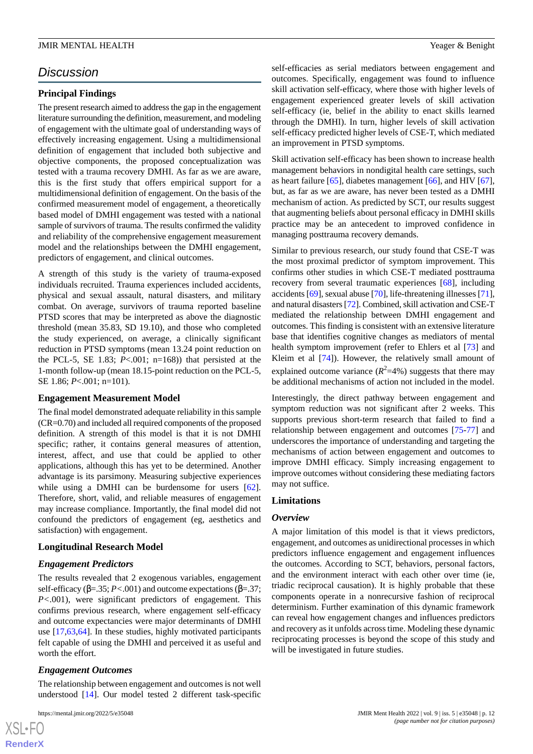## Discussion

### Principal Findings

The present research aimed to address the gap in the engagement literature surrounding the definition, measurement, and modeling of engagement with the ultimate goal of understanding ways of effectively increasing engagement. Using a multidimensional definition of engagement that included both subjective and objective components, the proposed conceptualization was tested with a trauma recovery DMHI. As far as we are aware, this is the first study that offers empirical support for a multidimensional definition of engagement. On the basis of the confirmed measurement model of engagement, a theoretically based model of DMHI engagement was tested with a national sample of survivors of trauma. The results confirmed the validity and reliability of the comprehensive engagement measurement model and the relationships between the DMHI engagement, predictors of engagement, and clinical outcomes.

A strength of this study is the variety of trauma-exposed individuals recruited. Trauma experiences included accidents, physical and sexual assault, natural disasters, and military combat. On average, survivors of trauma reported baseline PTSD scores that may be interpreted as above the diagnostic threshold (mean 35.83, SD 19.10), and those who completed the study experienced, on average, a clinically significant reduction in PTSD symptoms (mean 13.24 point reduction on the PCL-5, SE 1.83; $P<.001$; n=168)) that persisted at the 1-month follow-up (mean 18.15-point reduction on the PCL-5, SE 1.86; $P<.001$; n=101).

### Engagement Measurement Model

The final model demonstrated adequate reliability in this sample (CR=0.70) and included all required components of the proposed definition. A strength of this model is that it is not DMHI specific; rather, it contains general measures of attention, interest, affect, and use that could be applied to other applications, although this has yet to be determined. Another advantage is its parsimony. Measuring subjective experiences while using a DMHI can be burdensome for users [62]. Therefore, short, valid, and reliable measures of engagement may increase compliance. Importantly, the final model did not confound the predictors of engagement (eg, aesthetics and satisfaction) with engagement.

### Longitudinal Research Model

#### *Engagement Predictors*

The results revealed that 2 exogenous variables, engagement self-efficacy (β=.35; $P<.001$) and outcome expectations (β=.37; $P<.001$), were significant predictors of engagement. This confirms previous research, where engagement self-efficacy and outcome expectancies were major determinants of DMHI use [17,63,64]. In these studies, highly motivated participants felt capable of using the DMHI and perceived it as useful and worth the effort.

#### *Engagement Outcomes*

The relationship between engagement and outcomes is not well understood [14]. Our model tested 2 different task-specific self-efficacies as serial mediators between engagement and outcomes. Specifically, engagement was found to influence skill activation self-efficacy, where those with higher levels of engagement experienced greater levels of skill activation self-efficacy (ie, belief in the ability to enact skills learned through the DMHI). In turn, higher levels of skill activation self-efficacy predicted higher levels of CSE-T, which mediated an improvement in PTSD symptoms.

Skill activation self-efficacy has been shown to increase health management behaviors in nondigital health care settings, such as heart failure [65], diabetes management [66], and HIV [67], but, as far as we are aware, has never been tested as a DMHI mechanism of action. As predicted by SCT, our results suggest that augmenting beliefs about personal efficacy in DMHI skills practice may be an antecedent to improved confidence in managing posttrauma recovery demands.

Similar to previous research, our study found that CSE-T was the most proximal predictor of symptom improvement. This confirms other studies in which CSE-T mediated posttrauma recovery from several traumatic experiences [68], including accidents [69], sexual abuse [70], life-threatening illnesses [71], and natural disasters [72]. Combined, skill activation and CSE-T mediated the relationship between DMHI engagement and outcomes. This finding is consistent with an extensive literature base that identifies cognitive changes as mediators of mental health symptom improvement (refer to Ehlers et al [73] and Kleim et al [74]). However, the relatively small amount of explained outcome variance ($R^2$=4%) suggests that there may be additional mechanisms of action not included in the model.

Interestingly, the direct pathway between engagement and symptom reduction was not significant after 2 weeks. This supports previous short-term research that failed to find a relationship between engagement and outcomes [75-77] and underscores the importance of understanding and targeting the mechanisms of action between engagement and outcomes to improve DMHI efficacy. Simply increasing engagement to improve outcomes without considering these mediating factors may not suffice.

### Limitations

#### *Overview*

A major limitation of this model is that it views predictors, engagement, and outcomes as unidirectional processes in which predictors influence engagement and engagement influences the outcomes. According to SCT, behaviors, personal factors, and the environment interact with each other over time (ie, triadic reciprocal causation). It is highly probable that these components operate in a nonrecursive fashion of reciprocal determinism. Further examination of this dynamic framework can reveal how engagement changes and influences predictors and recovery as it unfolds across time. Modeling these dynamic reciprocating processes is beyond the scope of this study and will be investigated in future studies.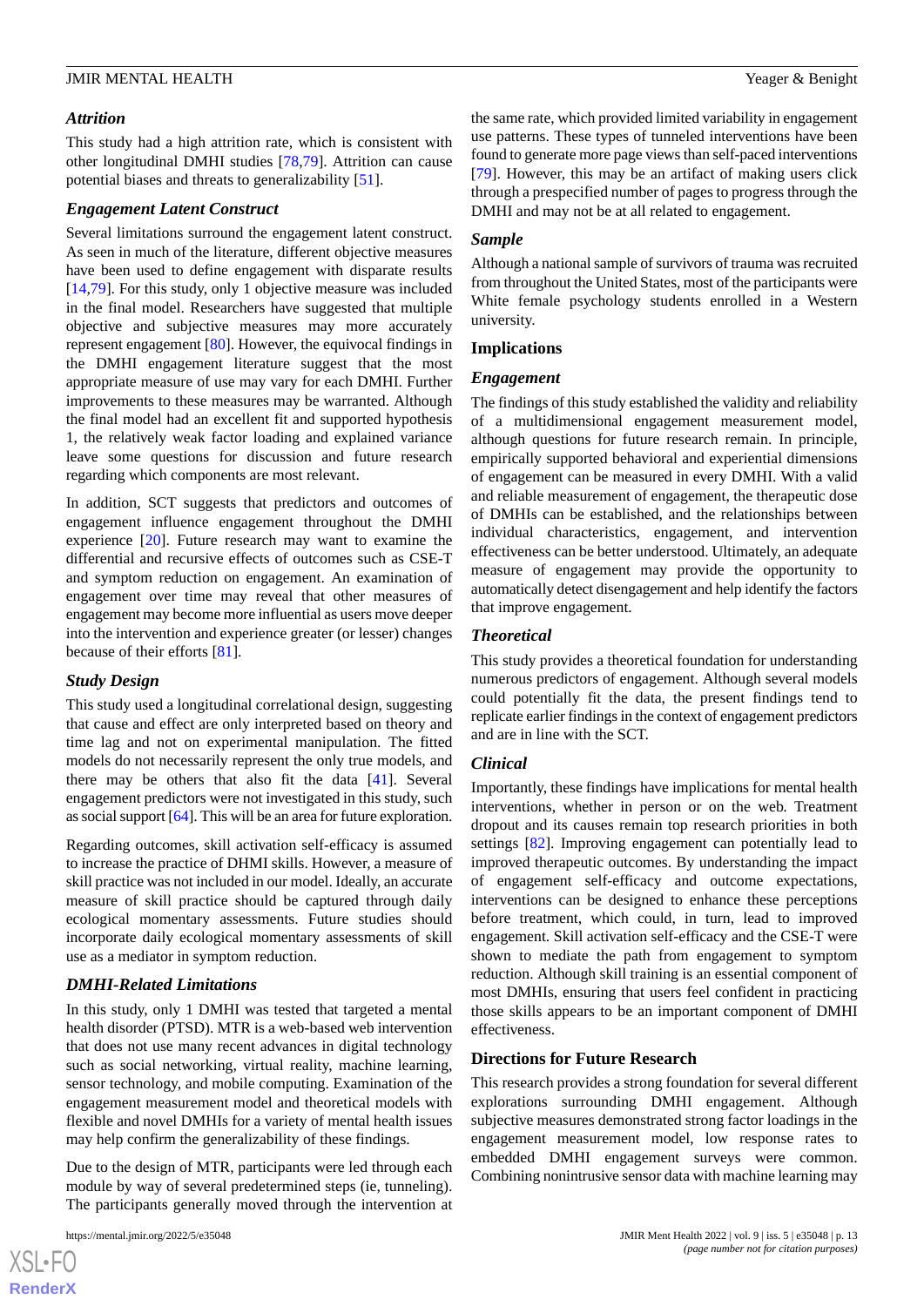### Attrition

This study had a high attrition rate, which is consistent with other longitudinal DMHI studies [78,79]. Attrition can cause potential biases and threats to generalizability [51].

### Engagement Latent Construct

Several limitations surround the engagement latent construct. As seen in much of the literature, different objective measures have been used to define engagement with disparate results [14,79]. For this study, only 1 objective measure was included in the final model. Researchers have suggested that multiple objective and subjective measures may more accurately represent engagement [80]. However, the equivocal findings in the DMHI engagement literature suggest that the most appropriate measure of use may vary for each DMHI. Further improvements to these measures may be warranted. Although the final model had an excellent fit and supported hypothesis 1, the relatively weak factor loading and explained variance leave some questions for discussion and future research regarding which components are most relevant.

In addition, SCT suggests that predictors and outcomes of engagement influence engagement throughout the DMHI experience [20]. Future research may want to examine the differential and recursive effects of outcomes such as CSE-T and symptom reduction on engagement. An examination of engagement over time may reveal that other measures of engagement may become more influential as users move deeper into the intervention and experience greater (or lesser) changes because of their efforts [81].

### Study Design

This study used a longitudinal correlational design, suggesting that cause and effect are only interpreted based on theory and time lag and not on experimental manipulation. The fitted models do not necessarily represent the only true models, and there may be others that also fit the data [41]. Several engagement predictors were not investigated in this study, such as social support [64]. This will be an area for future exploration.

Regarding outcomes, skill activation self-efficacy is assumed to increase the practice of DHMI skills. However, a measure of skill practice was not included in our model. Ideally, an accurate measure of skill practice should be captured through daily ecological momentary assessments. Future studies should incorporate daily ecological momentary assessments of skill use as a mediator in symptom reduction.

### DMHI-Related Limitations

In this study, only 1 DMHI was tested that targeted a mental health disorder (PTSD). MTR is a web-based web intervention that does not use many recent advances in digital technology such as social networking, virtual reality, machine learning, sensor technology, and mobile computing. Examination of the engagement measurement model and theoretical models with flexible and novel DMHIs for a variety of mental health issues may help confirm the generalizability of these findings.

Due to the design of MTR, participants were led through each module by way of several predetermined steps (ie, tunneling). The participants generally moved through the intervention at the same rate, which provided limited variability in engagement use patterns. These types of tunneled interventions have been found to generate more page views than self-paced interventions [79]. However, this may be an artifact of making users click through a prespecified number of pages to progress through the DMHI and may not be at all related to engagement.

### Sample

Although a national sample of survivors of trauma was recruited from throughout the United States, most of the participants were White female psychology students enrolled in a Western university.

## Implications

### Engagement

The findings of this study established the validity and reliability of a multidimensional engagement measurement model, although questions for future research remain. In principle, empirically supported behavioral and experiential dimensions of engagement can be measured in every DMHI. With a valid and reliable measurement of engagement, the therapeutic dose of DMHIs can be established, and the relationships between individual characteristics, engagement, and intervention effectiveness can be better understood. Ultimately, an adequate measure of engagement may provide the opportunity to automatically detect disengagement and help identify the factors that improve engagement.

### Theoretical

This study provides a theoretical foundation for understanding numerous predictors of engagement. Although several models could potentially fit the data, the present findings tend to replicate earlier findings in the context of engagement predictors and are in line with the SCT.

### Clinical

Importantly, these findings have implications for mental health interventions, whether in person or on the web. Treatment dropout and its causes remain top research priorities in both settings [82]. Improving engagement can potentially lead to improved therapeutic outcomes. By understanding the impact of engagement self-efficacy and outcome expectations, interventions can be designed to enhance these perceptions before treatment, which could, in turn, lead to improved engagement. Skill activation self-efficacy and the CSE-T were shown to mediate the path from engagement to symptom reduction. Although skill training is an essential component of most DMHIs, ensuring that users feel confident in practicing those skills appears to be an important component of DMHI effectiveness.

## Directions for Future Research

This research provides a strong foundation for several different explorations surrounding DMHI engagement. Although subjective measures demonstrated strong factor loadings in the engagement measurement model, low response rates to embedded DMHI engagement surveys were common. Combining nonintrusive sensor data with machine learning may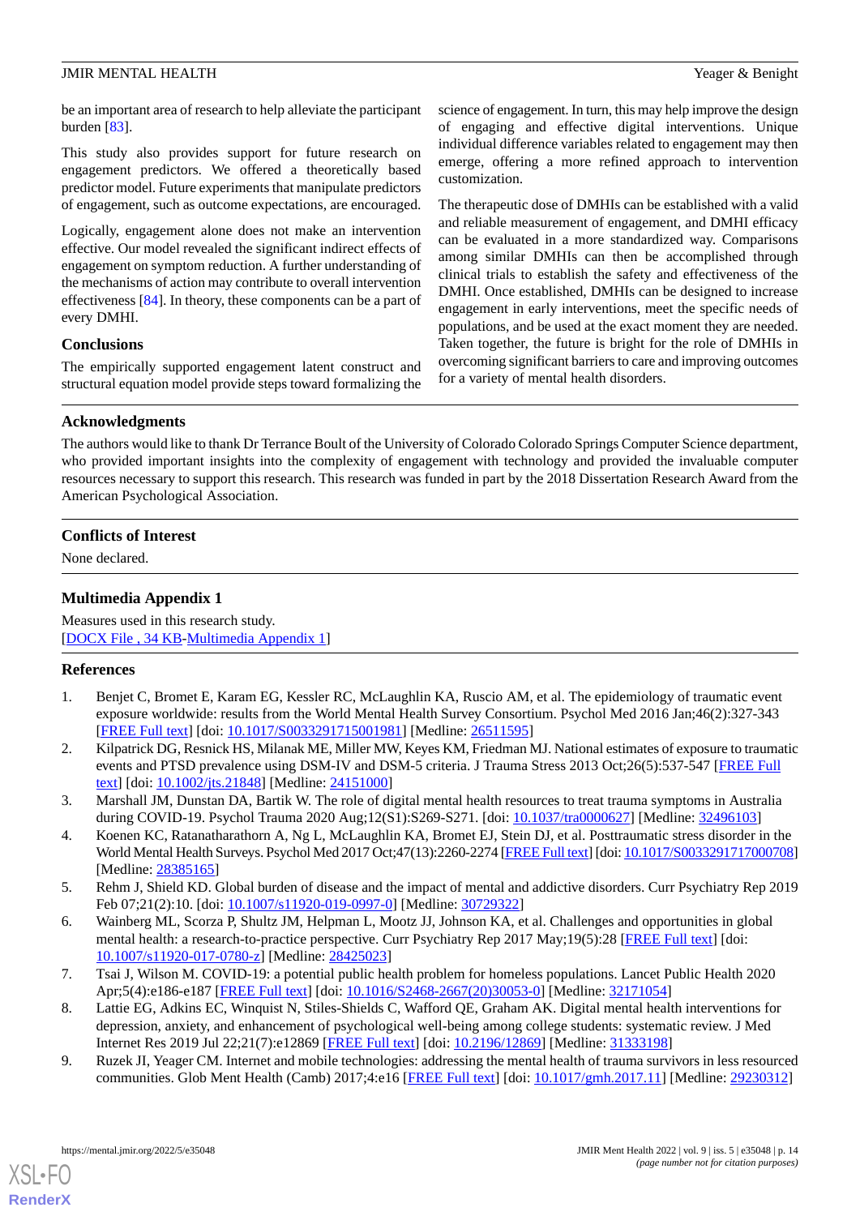be an important area of research to help alleviate the participant burden [83].

This study also provides support for future research on engagement predictors. We offered a theoretically based predictor model. Future experiments that manipulate predictors of engagement, such as outcome expectations, are encouraged.

Logically, engagement alone does not make an intervention effective. Our model revealed the significant indirect effects of engagement on symptom reduction. A further understanding of the mechanisms of action may contribute to overall intervention effectiveness [84]. In theory, these components can be a part of every DMHI.

## Conclusions

The empirically supported engagement latent construct and structural equation model provide steps toward formalizing the science of engagement. In turn, this may help improve the design of engaging and effective digital interventions. Unique individual difference variables related to engagement may then emerge, offering a more refined approach to intervention customization.

The therapeutic dose of DMHIs can be established with a valid and reliable measurement of engagement, and DMHI efficacy can be evaluated in a more standardized way. Comparisons among similar DMHIs can then be accomplished through clinical trials to establish the safety and effectiveness of the DMHI. Once established, DMHIs can be designed to increase engagement in early interventions, meet the specific needs of populations, and be used at the exact moment they are needed. Taken together, the future is bright for the role of DMHIs in overcoming significant barriers to care and improving outcomes for a variety of mental health disorders.

## Acknowledgments

The authors would like to thank Dr Terrance Boult of the University of Colorado Colorado Springs Computer Science department, who provided important insights into the complexity of engagement with technology and provided the invaluable computer resources necessary to support this research. This research was funded in part by the 2018 Dissertation Research Award from the American Psychological Association.

## Conflicts of Interest

None declared.

## Multimedia Appendix 1

Measures used in this research study.
[DOCX File , 34 KB-Multimedia Appendix 1]

## References

1. Benjet C, Bromet E, Karam EG, Kessler RC, McLaughlin KA, Ruscio AM, et al. The epidemiology of traumatic event exposure worldwide: results from the World Mental Health Survey Consortium. Psychol Med 2016 Jan;46(2):327-343 [FREE Full text] [doi: 10.1017/S0033291715001981] [Medline: 26511595]
2. Kilpatrick DG, Resnick HS, Milanak ME, Miller MW, Keyes KM, Friedman MJ. National estimates of exposure to traumatic events and PTSD prevalence using DSM-IV and DSM-5 criteria. J Trauma Stress 2013 Oct;26(5):537-547 [FREE Full text] [doi: 10.1002/jts.21848] [Medline: 24151000]
3. Marshall JM, Dunstan DA, Bartik W. The role of digital mental health resources to treat trauma symptoms in Australia during COVID-19. Psychol Trauma 2020 Aug;12(S1):S269-S271. [doi: 10.1037/tra0000627] [Medline: 32496103]
4. Koenen KC, Ratanatharathorn A, Ng L, McLaughlin KA, Bromet EJ, Stein DJ, et al. Posttraumatic stress disorder in the World Mental Health Surveys. Psychol Med 2017 Oct;47(13):2260-2274 [FREE Full text] [doi: 10.1017/S0033291717000708] [Medline: 28385165]
5. Rehm J, Shield KD. Global burden of disease and the impact of mental and addictive disorders. Curr Psychiatry Rep 2019 Feb 07;21(2):10. [doi: 10.1007/s11920-019-0997-0] [Medline: 30729322]
6. Wainberg ML, Scorza P, Shultz JM, Helpman L, Mootz JJ, Johnson KA, et al. Challenges and opportunities in global mental health: a research-to-practice perspective. Curr Psychiatry Rep 2017 May;19(5):28 [FREE Full text] [doi: 10.1007/s11920-017-0780-z] [Medline: 28425023]
7. Tsai J, Wilson M. COVID-19: a potential public health problem for homeless populations. Lancet Public Health 2020 Apr;5(4):e186-e187 [FREE Full text] [doi: 10.1016/S2468-2667(20)30053-0] [Medline: 32171054]
8. Lattie EG, Adkins EC, Winquist N, Stiles-Shields C, Wafford QE, Graham AK. Digital mental health interventions for depression, anxiety, and enhancement of psychological well-being among college students: systematic review. J Med Internet Res 2019 Jul 22;21(7):e12869 [FREE Full text] [doi: 10.2196/12869] [Medline: 31333198]
9. Ruzek JI, Yeager CM. Internet and mobile technologies: addressing the mental health of trauma survivors in less resourced communities. Glob Ment Health (Camb) 2017;4:e16 [FREE Full text] [doi: 10.1017/gmh.2017.11] [Medline: 29230312]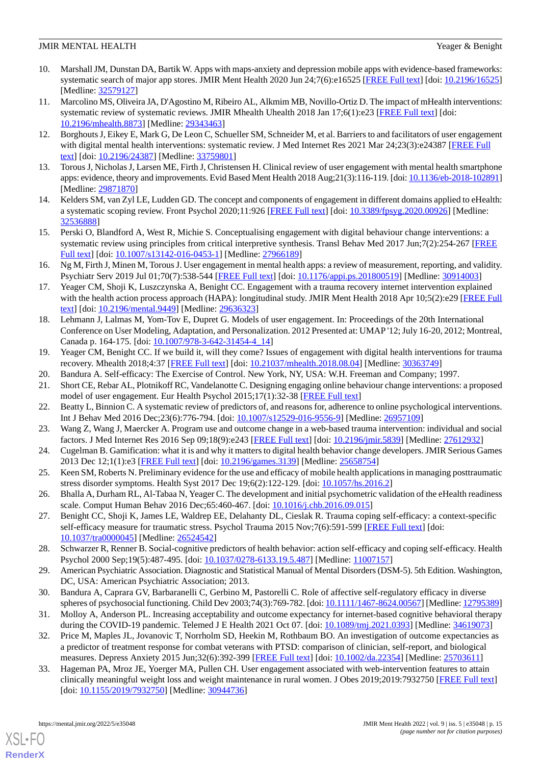10. Marshall JM, Dunstan DA, Bartik W. Apps with maps-anxiety and depression mobile apps with evidence-based frameworks: systematic search of major app stores. JMIR Ment Health 2020 Jun 24;7(6):e16525 [FREE Full text] [doi: 10.2196/16525] [Medline: 32579127]
11. Marcolino MS, Oliveira JA, D'Agostino M, Ribeiro AL, Alkmim MB, Novillo-Ortiz D. The impact of mHealth interventions: systematic review of systematic reviews. JMIR Mhealth Uhealth 2018 Jan 17;6(1):e23 [FREE Full text] [doi: 10.2196/mhealth.8873] [Medline: 29343463]
12. Borghouts J, Eikey E, Mark G, De Leon C, Schueller SM, Schneider M, et al. Barriers to and facilitators of user engagement with digital mental health interventions: systematic review. J Med Internet Res 2021 Mar 24;23(3):e24387 [FREE Full text] [doi: 10.2196/24387] [Medline: 33759801]
13. Torous J, Nicholas J, Larsen ME, Firth J, Christensen H. Clinical review of user engagement with mental health smartphone apps: evidence, theory and improvements. Evid Based Ment Health 2018 Aug;21(3):116-119. [doi: 10.1136/eb-2018-102891] [Medline: 29871870]
14. Kelders SM, van Zyl LE, Ludden GD. The concept and components of engagement in different domains applied to eHealth: a systematic scoping review. Front Psychol 2020;11:926 [FREE Full text] [doi: 10.3389/fpsyg.2020.00926] [Medline: 32536888]
15. Perski O, Blandford A, West R, Michie S. Conceptualising engagement with digital behaviour change interventions: a systematic review using principles from critical interpretive synthesis. Transl Behav Med 2017 Jun;7(2):254-267 [FREE Full text] [doi: 10.1007/s13142-016-0453-1] [Medline: 27966189]
16. Ng M, Firth J, Minen M, Torous J. User engagement in mental health apps: a review of measurement, reporting, and validity. Psychiatr Serv 2019 Jul 01;70(7):538-544 [FREE Full text] [doi: 10.1176/appi.ps.201800519] [Medline: 30914003]
17. Yeager CM, Shoji K, Luszczynska A, Benight CC. Engagement with a trauma recovery internet intervention explained with the health action process approach (HAPA): longitudinal study. JMIR Ment Health 2018 Apr 10;5(2):e29 [FREE Full text] [doi: 10.2196/mental.9449] [Medline: 29636323]
18. Lehmann J, Lalmas M, Yom-Tov E, Dupret G. Models of user engagement. In: Proceedings of the 20th International Conference on User Modeling, Adaptation, and Personalization. 2012 Presented at: UMAP '12; July 16-20, 2012; Montreal, Canada p. 164-175. [doi: 10.1007/978-3-642-31454-4_14]
19. Yeager CM, Benight CC. If we build it, will they come? Issues of engagement with digital health interventions for trauma recovery. Mhealth 2018;4:37 [FREE Full text] [doi: 10.21037/mhealth.2018.08.04] [Medline: 30363749]
20. Bandura A. Self-efficacy: The Exercise of Control. New York, NY, USA: W.H. Freeman and Company; 1997.
21. Short CE, Rebar AL, Plotnikoff RC, Vandelanotte C. Designing engaging online behaviour change interventions: a proposed model of user engagement. Eur Health Psychol 2015;17(1):32-38 [FREE Full text]
22. Beatty L, Binnion C. A systematic review of predictors of, and reasons for, adherence to online psychological interventions. Int J Behav Med 2016 Dec;23(6):776-794. [doi: 10.1007/s12529-016-9556-9] [Medline: 26957109]
23. Wang Z, Wang J, Maercker A. Program use and outcome change in a web-based trauma intervention: individual and social factors. J Med Internet Res 2016 Sep 09;18(9):e243 [FREE Full text] [doi: 10.2196/jmir.5839] [Medline: 27612932]
24. Cugelman B. Gamification: what it is and why it matters to digital health behavior change developers. JMIR Serious Games 2013 Dec 12;1(1):e3 [FREE Full text] [doi: 10.2196/games.3139] [Medline: 25658754]
25. Keen SM, Roberts N. Preliminary evidence for the use and efficacy of mobile health applications in managing posttraumatic stress disorder symptoms. Health Syst 2017 Dec 19;6(2):122-129. [doi: 10.1057/hs.2016.2]
26. Bhalla A, Durham RL, Al-Tabaa N, Yeager C. The development and initial psychometric validation of the eHealth readiness scale. Comput Human Behav 2016 Dec;65:460-467. [doi: 10.1016/j.chb.2016.09.015]
27. Benight CC, Shoji K, James LE, Waldrep EE, Delahanty DL, Cieslak R. Trauma coping self-efficacy: a context-specific self-efficacy measure for traumatic stress. Psychol Trauma 2015 Nov;7(6):591-599 [FREE Full text] [doi: 10.1037/tra0000045] [Medline: 26524542]
28. Schwarzer R, Renner B. Social-cognitive predictors of health behavior: action self-efficacy and coping self-efficacy. Health Psychol 2000 Sep;19(5):487-495. [doi: 10.1037/0278-6133.19.5.487] [Medline: 11007157]
29. American Psychiatric Association. Diagnostic and Statistical Manual of Mental Disorders (DSM-5). 5th Edition. Washington, DC, USA: American Psychiatric Association; 2013.
30. Bandura A, Caprara GV, Barbaranelli C, Gerbino M, Pastorelli C. Role of affective self-regulatory efficacy in diverse spheres of psychosocial functioning. Child Dev 2003;74(3):769-782. [doi: 10.1111/1467-8624.00567] [Medline: 12795389]
31. Molloy A, Anderson PL. Increasing acceptability and outcome expectancy for internet-based cognitive behavioral therapy during the COVID-19 pandemic. Telemed J E Health 2021 Oct 07. [doi: 10.1089/tmj.2021.0393] [Medline: 34619073]
32. Price M, Maples JL, Jovanovic T, Norrholm SD, Heekin M, Rothbaum BO. An investigation of outcome expectancies as a predictor of treatment response for combat veterans with PTSD: comparison of clinician, self-report, and biological measures. Depress Anxiety 2015 Jun;32(6):392-399 [FREE Full text] [doi: 10.1002/da.22354] [Medline: 25703611]
33. Hageman PA, Mroz JE, Yoerger MA, Pullen CH. User engagement associated with web-intervention features to attain clinically meaningful weight loss and weight maintenance in rural women. J Obes 2019;2019:7932750 [FREE Full text] [doi: 10.1155/2019/7932750] [Medline: 30944736]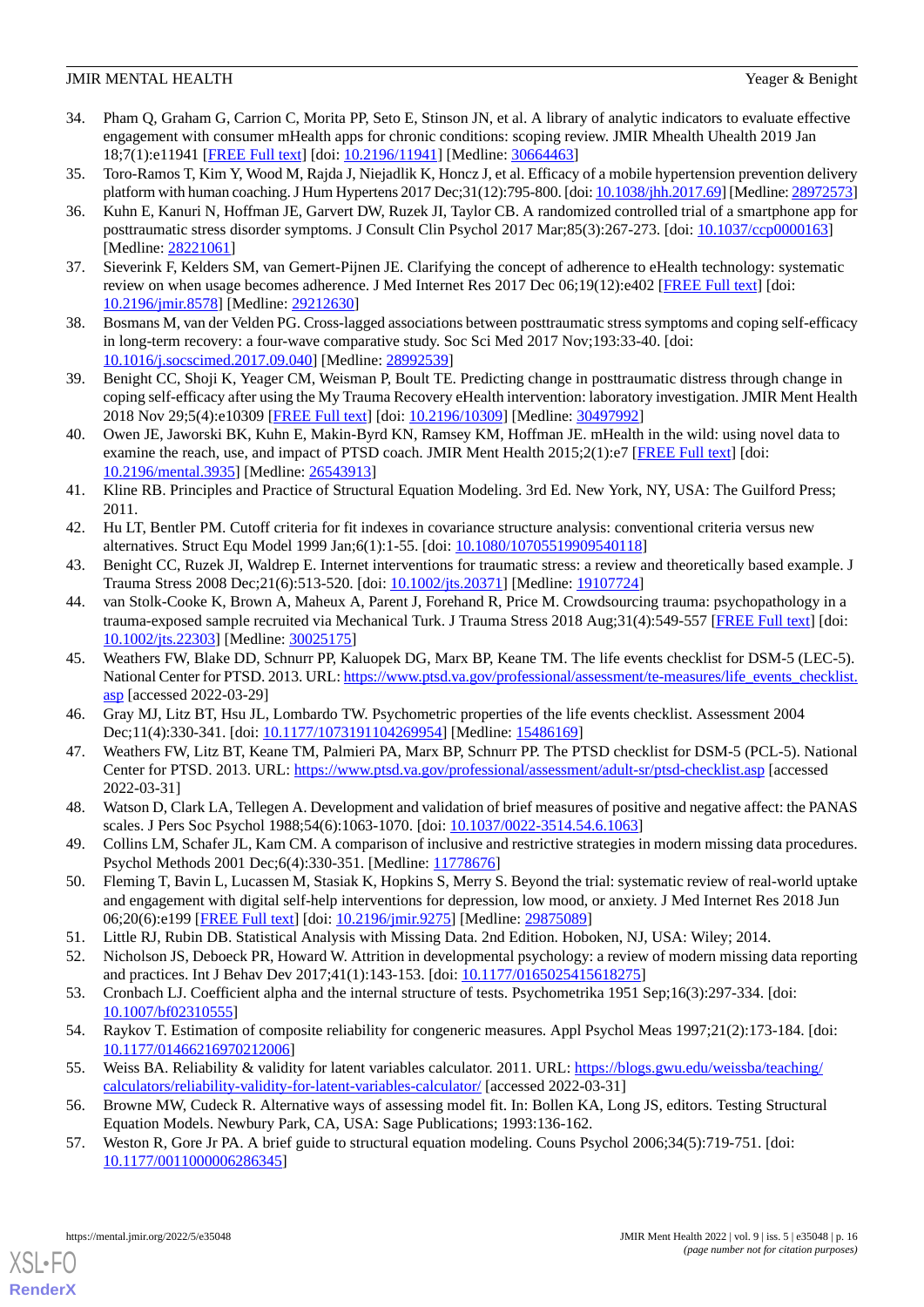34. Pham Q, Graham G, Carrion C, Morita PP, Seto E, Stinson JN, et al. A library of analytic indicators to evaluate effective engagement with consumer mHealth apps for chronic conditions: scoping review. JMIR Mhealth Uhealth 2019 Jan 18;7(1):e11941 [FREE Full text] [doi: 10.2196/11941] [Medline: 30664463]
35. Toro-Ramos T, Kim Y, Wood M, Rajda J, Niejadlik K, Honcz J, et al. Efficacy of a mobile hypertension prevention delivery platform with human coaching. J Hum Hypertens 2017 Dec;31(12):795-800. [doi: 10.1038/jhh.2017.69] [Medline: 28972573]
36. Kuhn E, Kanuri N, Hoffman JE, Garvert DW, Ruzek JI, Taylor CB. A randomized controlled trial of a smartphone app for posttraumatic stress disorder symptoms. J Consult Clin Psychol 2017 Mar;85(3):267-273. [doi: 10.1037/ccp0000163] [Medline: 28221061]
37. Sieverink F, Kelders SM, van Gemert-Pijnen JE. Clarifying the concept of adherence to eHealth technology: systematic review on when usage becomes adherence. J Med Internet Res 2017 Dec 06;19(12):e402 [FREE Full text] [doi: 10.2196/jmir.8578] [Medline: 29212630]
38. Bosmans M, van der Velden PG. Cross-lagged associations between posttraumatic stress symptoms and coping self-efficacy in long-term recovery: a four-wave comparative study. Soc Sci Med 2017 Nov;193:33-40. [doi: 10.1016/j.socscimed.2017.09.040] [Medline: 28992539]
39. Benight CC, Shoji K, Yeager CM, Weisman P, Boult TE. Predicting change in posttraumatic distress through change in coping self-efficacy after using the My Trauma Recovery eHealth intervention: laboratory investigation. JMIR Ment Health 2018 Nov 29;5(4):e10309 [FREE Full text] [doi: 10.2196/10309] [Medline: 30497992]
40. Owen JE, Jaworski BK, Kuhn E, Makin-Byrd KN, Ramsey KM, Hoffman JE. mHealth in the wild: using novel data to examine the reach, use, and impact of PTSD coach. JMIR Ment Health 2015;2(1):e7 [FREE Full text] [doi: 10.2196/mental.3935] [Medline: 26543913]
41. Kline RB. Principles and Practice of Structural Equation Modeling. 3rd Ed. New York, NY, USA: The Guilford Press; 2011.
42. Hu LT, Bentler PM. Cutoff criteria for fit indexes in covariance structure analysis: conventional criteria versus new alternatives. Struct Equ Model 1999 Jan;6(1):1-55. [doi: 10.1080/10705519909540118]
43. Benight CC, Ruzek JI, Waldrep E. Internet interventions for traumatic stress: a review and theoretically based example. J Trauma Stress 2008 Dec;21(6):513-520. [doi: 10.1002/jts.20371] [Medline: 19107724]
44. van Stolk-Cooke K, Brown A, Maheux A, Parent J, Forehand R, Price M. Crowdsourcing trauma: psychopathology in a trauma-exposed sample recruited via Mechanical Turk. J Trauma Stress 2018 Aug;31(4):549-557 [FREE Full text] [doi: 10.1002/jts.22303] [Medline: 30025175]
45. Weathers FW, Blake DD, Schnurr PP, Kaluopek DG, Marx BP, Keane TM. The life events checklist for DSM-5 (LEC-5). National Center for PTSD. 2013. URL: https://www.ptsd.va.gov/professional/assessment/te-measures/life_events_checklist.asp [accessed 2022-03-29]
46. Gray MJ, Litz BT, Hsu JL, Lombardo TW. Psychometric properties of the life events checklist. Assessment 2004 Dec;11(4):330-341. [doi: 10.1177/1073191104269954] [Medline: 15486169]
47. Weathers FW, Litz BT, Keane TM, Palmieri PA, Marx BP, Schnurr PP. The PTSD checklist for DSM-5 (PCL-5). National Center for PTSD. 2013. URL: https://www.ptsd.va.gov/professional/assessment/adult-sr/ptsd-checklist.asp [accessed 2022-03-31]
48. Watson D, Clark LA, Tellegen A. Development and validation of brief measures of positive and negative affect: the PANAS scales. J Pers Soc Psychol 1988;54(6):1063-1070. [doi: 10.1037/0022-3514.54.6.1063]
49. Collins LM, Schafer JL, Kam CM. A comparison of inclusive and restrictive strategies in modern missing data procedures. Psychol Methods 2001 Dec;6(4):330-351. [Medline: 11778676]
50. Fleming T, Bavin L, Lucassen M, Stasiak K, Hopkins S, Merry S. Beyond the trial: systematic review of real-world uptake and engagement with digital self-help interventions for depression, low mood, or anxiety. J Med Internet Res 2018 Jun 06;20(6):e199 [FREE Full text] [doi: 10.2196/jmir.9275] [Medline: 29875089]
51. Little RJ, Rubin DB. Statistical Analysis with Missing Data. 2nd Edition. Hoboken, NJ, USA: Wiley; 2014.
52. Nicholson JS, Deboeck PR, Howard W. Attrition in developmental psychology: a review of modern missing data reporting and practices. Int J Behav Dev 2017;41(1):143-153. [doi: 10.1177/0165025415618275]
53. Cronbach LJ. Coefficient alpha and the internal structure of tests. Psychometrika 1951 Sep;16(3):297-334. [doi: 10.1007/bf02310555]
54. Raykov T. Estimation of composite reliability for congeneric measures. Appl Psychol Meas 1997;21(2):173-184. [doi: 10.1177/01466216970212006]
55. Weiss BA. Reliability & validity for latent variables calculator. 2011. URL: https://blogs.gwu.edu/weissba/teaching/calculators/reliability-validity-for-latent-variables-calculator/ [accessed 2022-03-31]
56. Browne MW, Cudeck R. Alternative ways of assessing model fit. In: Bollen KA, Long JS, editors. Testing Structural Equation Models. Newbury Park, CA, USA: Sage Publications; 1993:136-162.
57. Weston R, Gore Jr PA. A brief guide to structural equation modeling. Couns Psychol 2006;34(5):719-751. [doi: 10.1177/0011000006286345]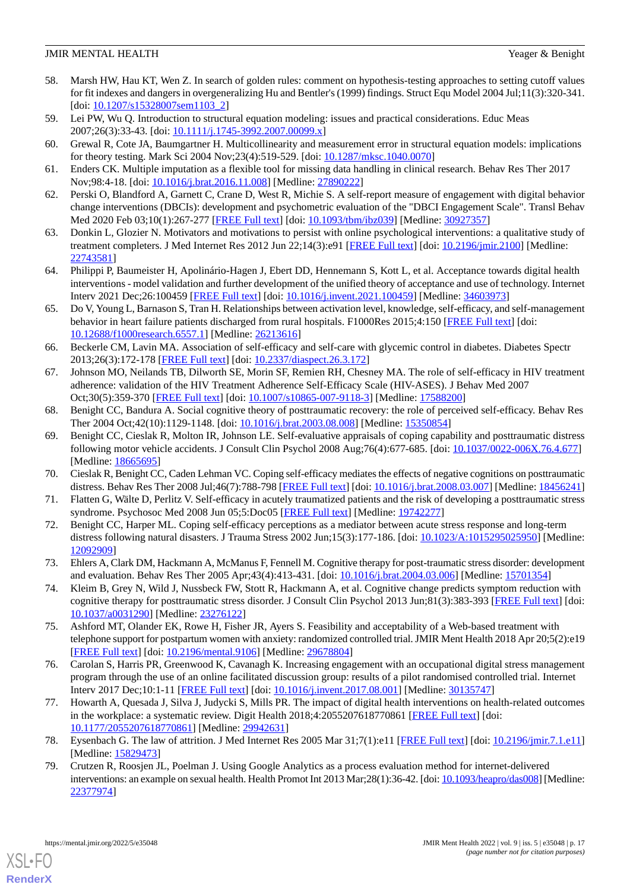58. Marsh HW, Hau KT, Wen Z. In search of golden rules: comment on hypothesis-testing approaches to setting cutoff values for fit indexes and dangers in overgeneralizing Hu and Bentler's (1999) findings. Struct Equ Model 2004 Jul;11(3):320-341. [doi: 10.1207/s15328007sem1103_2]
59. Lei PW, Wu Q. Introduction to structural equation modeling: issues and practical considerations. Educ Meas 2007;26(3):33-43. [doi: 10.1111/j.1745-3992.2007.00099.x]
60. Grewal R, Cote JA, Baumgartner H. Multicollinearity and measurement error in structural equation models: implications for theory testing. Mark Sci 2004 Nov;23(4):519-529. [doi: 10.1287/mksc.1040.0070]
61. Enders CK. Multiple imputation as a flexible tool for missing data handling in clinical research. Behav Res Ther 2017 Nov;98:4-18. [doi: 10.1016/j.brat.2016.11.008] [Medline: 27890222]
62. Perski O, Blandford A, Garnett C, Crane D, West R, Michie S. A self-report measure of engagement with digital behavior change interventions (DBCIs): development and psychometric evaluation of the "DBCI Engagement Scale". Transl Behav Med 2020 Feb 03;10(1):267-277 [FREE Full text] [doi: 10.1093/tbm/ibz039] [Medline: 30927357]
63. Donkin L, Glozier N. Motivators and motivations to persist with online psychological interventions: a qualitative study of treatment completers. J Med Internet Res 2012 Jun 22;14(3):e91 [FREE Full text] [doi: 10.2196/jmir.2100] [Medline: 22743581]
64. Philippi P, Baumeister H, Apolinário-Hagen J, Ebert DD, Hennemann S, Kott L, et al. Acceptance towards digital health interventions - model validation and further development of the unified theory of acceptance and use of technology. Internet Interv 2021 Dec;26:100459 [FREE Full text] [doi: 10.1016/j.invent.2021.100459] [Medline: 34603973]
65. Do V, Young L, Barnason S, Tran H. Relationships between activation level, knowledge, self-efficacy, and self-management behavior in heart failure patients discharged from rural hospitals. F1000Res 2015;4:150 [FREE Full text] [doi: 10.12688/f1000research.6557.1] [Medline: 26213616]
66. Beckerle CM, Lavin MA. Association of self-efficacy and self-care with glycemic control in diabetes. Diabetes Spectr 2013;26(3):172-178 [FREE Full text] [doi: 10.2337/diaspect.26.3.172]
67. Johnson MO, Neilands TB, Dilworth SE, Morin SF, Remien RH, Chesney MA. The role of self-efficacy in HIV treatment adherence: validation of the HIV Treatment Adherence Self-Efficacy Scale (HIV-ASES). J Behav Med 2007 Oct;30(5):359-370 [FREE Full text] [doi: 10.1007/s10865-007-9118-3] [Medline: 17588200]
68. Benight CC, Bandura A. Social cognitive theory of posttraumatic recovery: the role of perceived self-efficacy. Behav Res Ther 2004 Oct;42(10):1129-1148. [doi: 10.1016/j.brat.2003.08.008] [Medline: 15350854]
69. Benight CC, Cieslak R, Molton IR, Johnson LE. Self-evaluative appraisals of coping capability and posttraumatic distress following motor vehicle accidents. J Consult Clin Psychol 2008 Aug;76(4):677-685. [doi: 10.1037/0022-006X.76.4.677] [Medline: 18665695]
70. Cieslak R, Benight CC, Caden Lehman VC. Coping self-efficacy mediates the effects of negative cognitions on posttraumatic distress. Behav Res Ther 2008 Jul;46(7):788-798 [FREE Full text] [doi: 10.1016/j.brat.2008.03.007] [Medline: 18456241]
71. Flatten G, Wälte D, Perlitz V. Self-efficacy in acutely traumatized patients and the risk of developing a posttraumatic stress syndrome. Psychosoc Med 2008 Jun 05;5:Doc05 [FREE Full text] [Medline: 19742277]
72. Benight CC, Harper ML. Coping self-efficacy perceptions as a mediator between acute stress response and long-term distress following natural disasters. J Trauma Stress 2002 Jun;15(3):177-186. [doi: 10.1023/A:1015295025950] [Medline: 12092909]
73. Ehlers A, Clark DM, Hackmann A, McManus F, Fennell M. Cognitive therapy for post-traumatic stress disorder: development and evaluation. Behav Res Ther 2005 Apr;43(4):413-431. [doi: 10.1016/j.brat.2004.03.006] [Medline: 15701354]
74. Kleim B, Grey N, Wild J, Nussbeck FW, Stott R, Hackmann A, et al. Cognitive change predicts symptom reduction with cognitive therapy for posttraumatic stress disorder. J Consult Clin Psychol 2013 Jun;81(3):383-393 [FREE Full text] [doi: 10.1037/a0031290] [Medline: 23276122]
75. Ashford MT, Olander EK, Rowe H, Fisher JR, Ayers S. Feasibility and acceptability of a Web-based treatment with telephone support for postpartum women with anxiety: randomized controlled trial. JMIR Ment Health 2018 Apr 20;5(2):e19 [FREE Full text] [doi: 10.2196/mental.9106] [Medline: 29678804]
76. Carolan S, Harris PR, Greenwood K, Cavanagh K. Increasing engagement with an occupational digital stress management program through the use of an online facilitated discussion group: results of a pilot randomised controlled trial. Internet Interv 2017 Dec;10:1-11 [FREE Full text] [doi: 10.1016/j.invent.2017.08.001] [Medline: 30135747]
77. Howarth A, Quesada J, Silva J, Judycki S, Mills PR. The impact of digital health interventions on health-related outcomes in the workplace: a systematic review. Digit Health 2018;4:2055207618770861 [FREE Full text] [doi: 10.1177/2055207618770861] [Medline: 29942631]
78. Eysenbach G. The law of attrition. J Med Internet Res 2005 Mar 31;7(1):e11 [FREE Full text] [doi: 10.2196/jmir.7.1.e11] [Medline: 15829473]
79. Crutzen R, Roosjen JL, Poelman J. Using Google Analytics as a process evaluation method for internet-delivered interventions: an example on sexual health. Health Promot Int 2013 Mar;28(1):36-42. [doi: 10.1093/heapro/das008] [Medline: 22377974]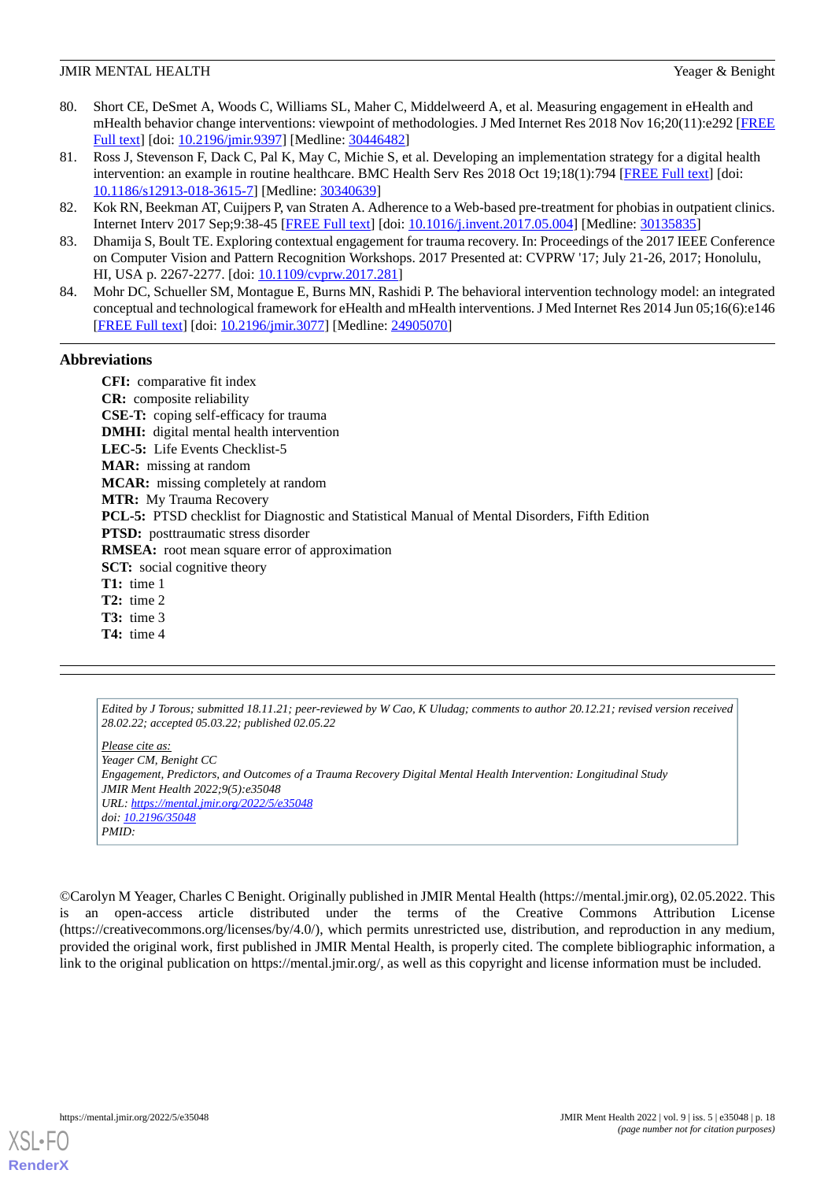80. Short CE, DeSmet A, Woods C, Williams SL, Maher C, Middelweerd A, et al. Measuring engagement in eHealth and mHealth behavior change interventions: viewpoint of methodologies. J Med Internet Res 2018 Nov 16;20(11):e292 [FREE Full text] [doi: 10.2196/jmir.9397] [Medline: 30446482]
81. Ross J, Stevenson F, Dack C, Pal K, May C, Michie S, et al. Developing an implementation strategy for a digital health intervention: an example in routine healthcare. BMC Health Serv Res 2018 Oct 19;18(1):794 [FREE Full text] [doi: 10.1186/s12913-018-3615-7] [Medline: 30340639]
82. Kok RN, Beekman AT, Cuijpers P, van Straten A. Adherence to a Web-based pre-treatment for phobias in outpatient clinics. Internet Interv 2017 Sep;9:38-45 [FREE Full text] [doi: 10.1016/j.invent.2017.05.004] [Medline: 30135835]
83. Dhamija S, Boult TE. Exploring contextual engagement for trauma recovery. In: Proceedings of the 2017 IEEE Conference on Computer Vision and Pattern Recognition Workshops. 2017 Presented at: CVPRW '17; July 21-26, 2017; Honolulu, HI, USA p. 2267-2277. [doi: 10.1109/cvprw.2017.281]
84. Mohr DC, Schueller SM, Montague E, Burns MN, Rashidi P. The behavioral intervention technology model: an integrated conceptual and technological framework for eHealth and mHealth interventions. J Med Internet Res 2014 Jun 05;16(6):e146 [FREE Full text] [doi: 10.2196/jmir.3077] [Medline: 24905070]

## Abbreviations

**CFI:** comparative fit index
**CR:** composite reliability
**CSE-T:** coping self-efficacy for trauma
**DMHI:** digital mental health intervention
**LEC-5:** Life Events Checklist-5
**MAR:** missing at random
**MCAR:** missing completely at random
**MTR:** My Trauma Recovery
**PCL-5:** PTSD checklist for Diagnostic and Statistical Manual of Mental Disorders, Fifth Edition
**PTSD:** posttraumatic stress disorder
**RMSEA:** root mean square error of approximation
**SCT:** social cognitive theory
**T1:** time 1
**T2:** time 2
**T3:** time 3
**T4:** time 4

*Edited by J Torous; submitted 18.11.21; peer-reviewed by W Cao, K Uludag; comments to author 20.12.21; revised version received 28.02.22; accepted 05.03.22; published 02.05.22*

*Please cite as:*
*Yeager CM, Benight CC*
*Engagement, Predictors, and Outcomes of a Trauma Recovery Digital Mental Health Intervention: Longitudinal Study*
*JMIR Ment Health 2022;9(5):e35048*
*URL: https://mental.jmir.org/2022/5/e35048*
*doi: 10.2196/35048*
*PMID:*

©Carolyn M Yeager, Charles C Benight. Originally published in JMIR Mental Health (https://mental.jmir.org), 02.05.2022. This is an open-access article distributed under the terms of the Creative Commons Attribution License (https://creativecommons.org/licenses/by/4.0/), which permits unrestricted use, distribution, and reproduction in any medium, provided the original work, first published in JMIR Mental Health, is properly cited. The complete bibliographic information, a link to the original publication on https://mental.jmir.org/, as well as this copyright and license information must be included.